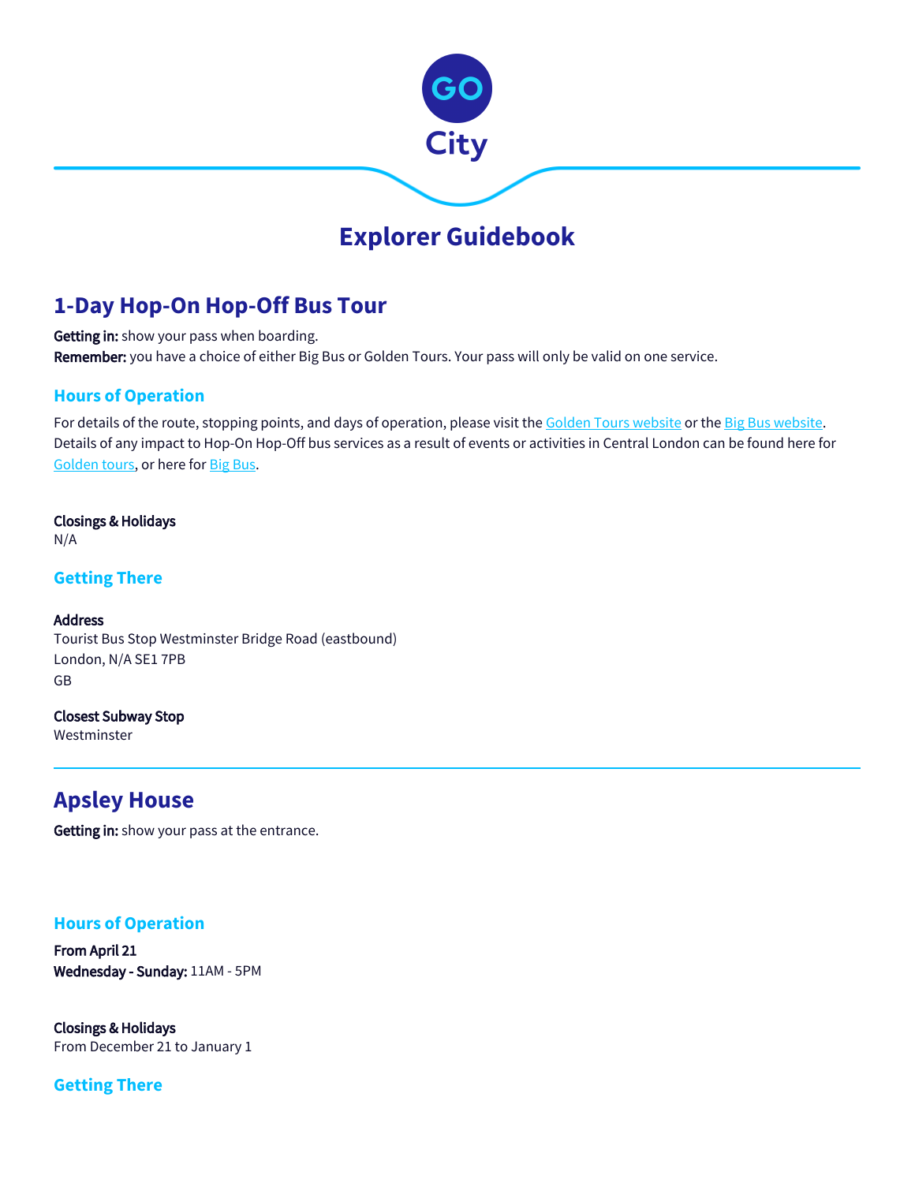GO City

# Explorer Guidebook

## 1-Day Hop-On Hop-Off Bus Tour

**Getting in:** show your pass when boarding.
**Remember:** you have a choice of either Big Bus or Golden Tours. Your pass will only be valid on one service.

### Hours of Operation

For details of the route, stopping points, and days of operation, please visit the Golden Tours website or the Big Bus website. Details of any impact to Hop-On Hop-Off bus services as a result of events or activities in Central London can be found here for Golden tours, or here for Big Bus.

**Closings & Holidays**
N/A

### Getting There

**Address**
Tourist Bus Stop Westminster Bridge Road (eastbound)
London, N/A SE1 7PB
GB

**Closest Subway Stop**
Westminster

---

## Apsley House

**Getting in:** show your pass at the entrance.

### Hours of Operation

**From April 21**
**Wednesday - Sunday:** 11AM - 5PM

**Closings & Holidays**
From December 21 to January 1

### Getting There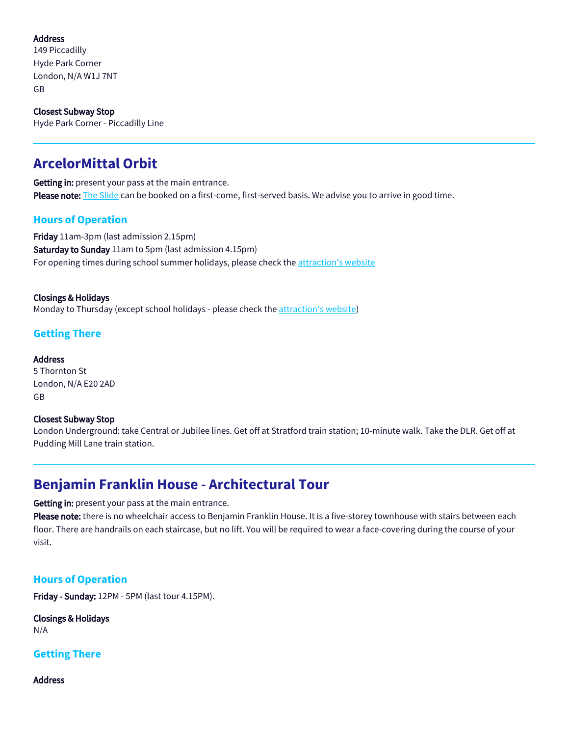**Address**
149 Piccadilly
Hyde Park Corner
London, N/A W1J 7NT
GB

**Closest Subway Stop**
Hyde Park Corner - Piccadilly Line

---

## ArcelorMittal Orbit

**Getting in:** present your pass at the main entrance.
**Please note:** The Slide can be booked on a first-come, first-served basis. We advise you to arrive in good time.

### Hours of Operation

**Friday** 11am-3pm (last admission 2.15pm)
**Saturday to Sunday** 11am to 5pm (last admission 4.15pm)
For opening times during school summer holidays, please check the attraction's website

**Closings & Holidays**
Monday to Thursday (except school holidays - please check the attraction's website)

### Getting There

**Address**
5 Thornton St
London, N/A E20 2AD
GB

**Closest Subway Stop**
London Underground: take Central or Jubilee lines. Get off at Stratford train station; 10-minute walk. Take the DLR. Get off at Pudding Mill Lane train station.

---

## Benjamin Franklin House - Architectural Tour

**Getting in:** present your pass at the main entrance.
**Please note:** there is no wheelchair access to Benjamin Franklin House. It is a five-storey townhouse with stairs between each floor. There are handrails on each staircase, but no lift. You will be required to wear a face-covering during the course of your visit.

### Hours of Operation

**Friday - Sunday:** 12PM - 5PM (last tour 4.15PM).

**Closings & Holidays**
N/A

### Getting There

**Address**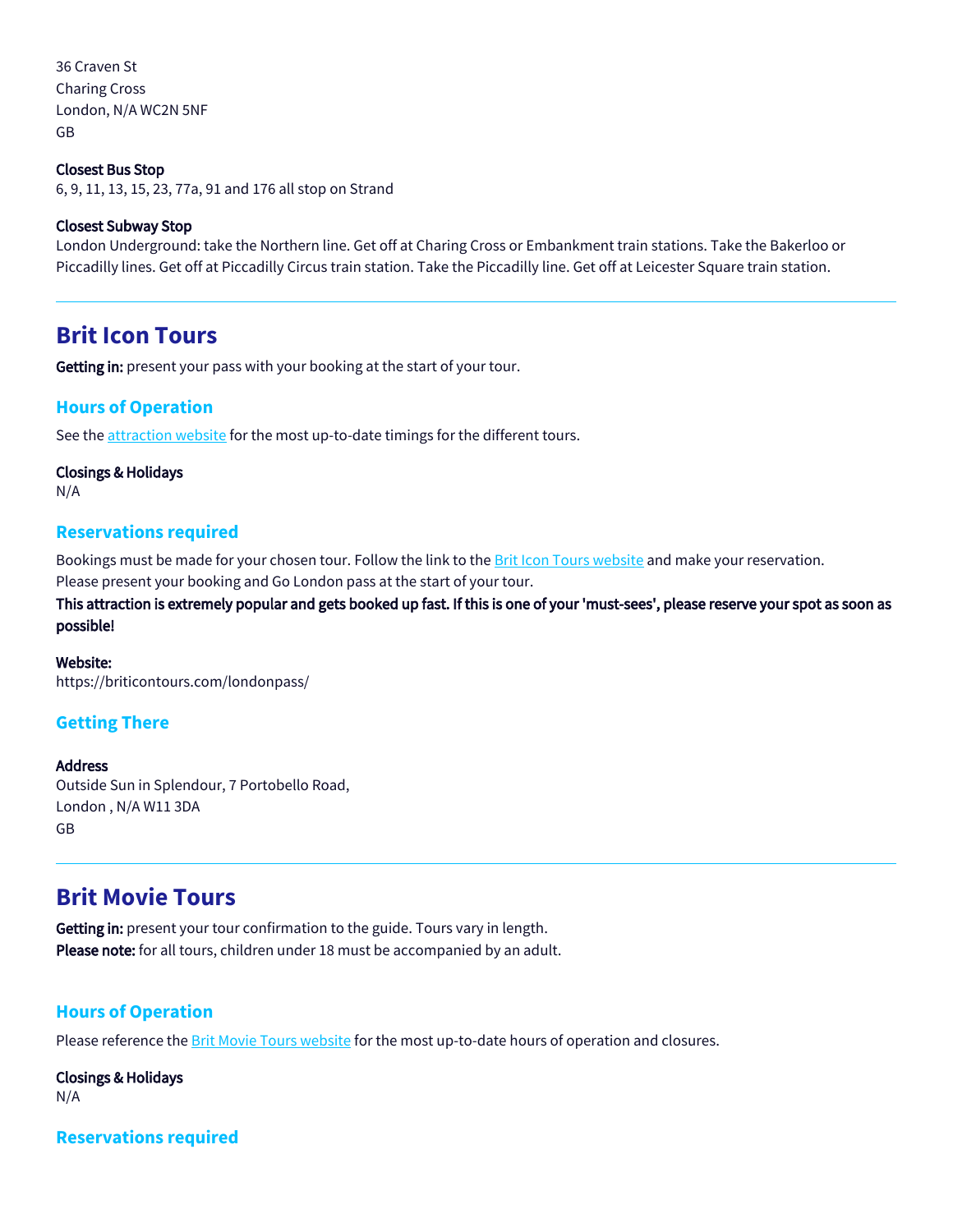36 Craven St
Charing Cross
London, N/A WC2N 5NF
GB

**Closest Bus Stop**
6, 9, 11, 13, 15, 23, 77a, 91 and 176 all stop on Strand

**Closest Subway Stop**
London Underground: take the Northern line. Get off at Charing Cross or Embankment train stations. Take the Bakerloo or Piccadilly lines. Get off at Piccadilly Circus train station. Take the Piccadilly line. Get off at Leicester Square train station.

---

## Brit Icon Tours

**Getting in:** present your pass with your booking at the start of your tour.

### Hours of Operation

See the attraction website for the most up-to-date timings for the different tours.

**Closings & Holidays**
N/A

### Reservations required

Bookings must be made for your chosen tour. Follow the link to the Brit Icon Tours website and make your reservation.
Please present your booking and Go London pass at the start of your tour.
**This attraction is extremely popular and gets booked up fast. If this is one of your 'must-sees', please reserve your spot as soon as possible!**

**Website:**
https://briticontours.com/londonpass/

### Getting There

**Address**
Outside Sun in Splendour, 7 Portobello Road,
London , N/A W11 3DA
GB

---

## Brit Movie Tours

**Getting in:** present your tour confirmation to the guide. Tours vary in length.
**Please note:** for all tours, children under 18 must be accompanied by an adult.

### Hours of Operation

Please reference the Brit Movie Tours website for the most up-to-date hours of operation and closures.

**Closings & Holidays**
N/A

### Reservations required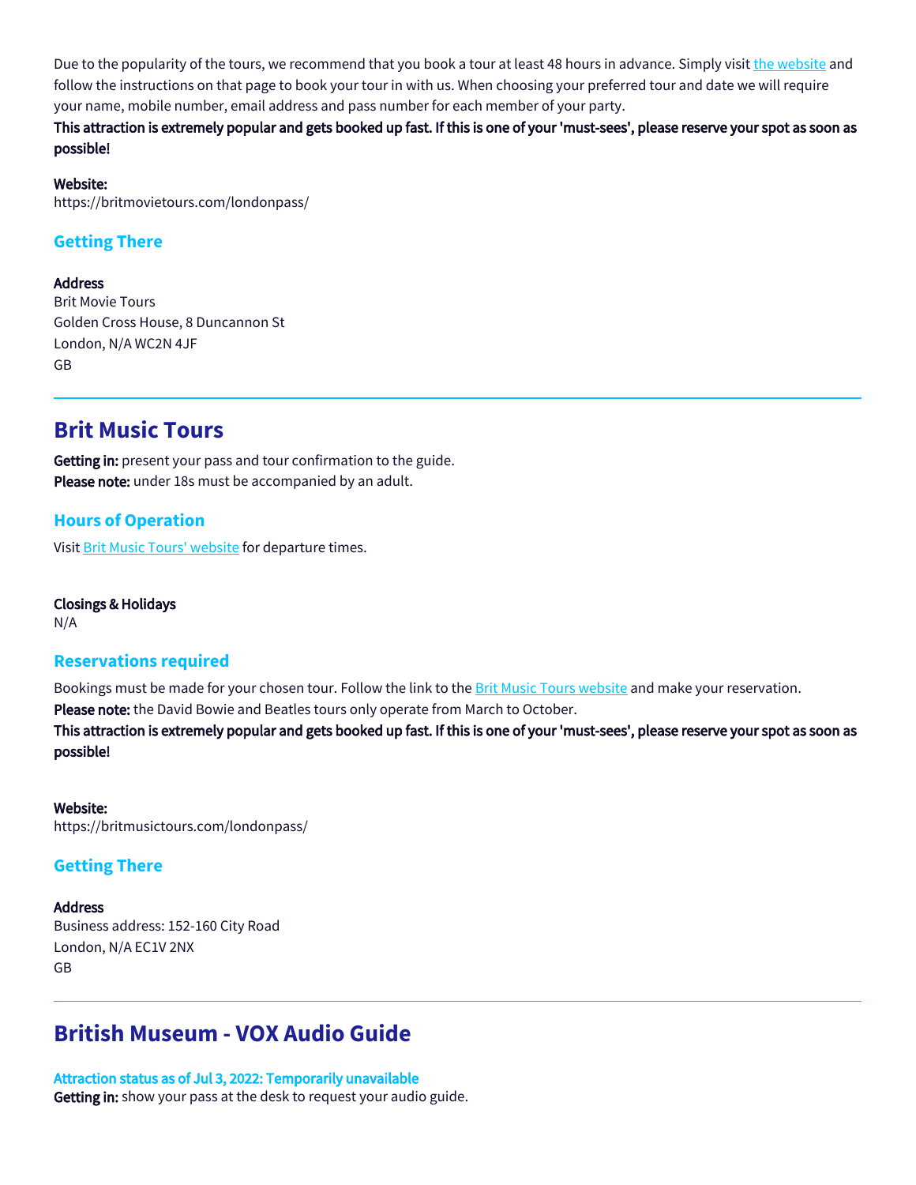Due to the popularity of the tours, we recommend that you book a tour at least 48 hours in advance. Simply visit [the website] and follow the instructions on that page to book your tour in with us. When choosing your preferred tour and date we will require your name, mobile number, email address and pass number for each member of your party.

**This attraction is extremely popular and gets booked up fast. If this is one of your 'must-sees', please reserve your spot as soon as possible!**

**Website:**
https://britmovietours.com/londonpass/

### Getting There

**Address**
Brit Movie Tours
Golden Cross House, 8 Duncannon St
London, N/A WC2N 4JF
GB

---

## Brit Music Tours

**Getting in:** present your pass and tour confirmation to the guide.
**Please note:** under 18s must be accompanied by an adult.

### Hours of Operation

Visit [Brit Music Tours' website] for departure times.

**Closings & Holidays**
N/A

### Reservations required

Bookings must be made for your chosen tour. Follow the link to the [Brit Music Tours website] and make your reservation.
**Please note:** the David Bowie and Beatles tours only operate from March to October.
**This attraction is extremely popular and gets booked up fast. If this is one of your 'must-sees', please reserve your spot as soon as possible!**

**Website:**
https://britmusictours.com/londonpass/

### Getting There

**Address**
Business address: 152-160 City Road
London, N/A EC1V 2NX
GB

---

## British Museum - VOX Audio Guide

**Attraction status as of Jul 3, 2022: Temporarily unavailable**
**Getting in:** show your pass at the desk to request your audio guide.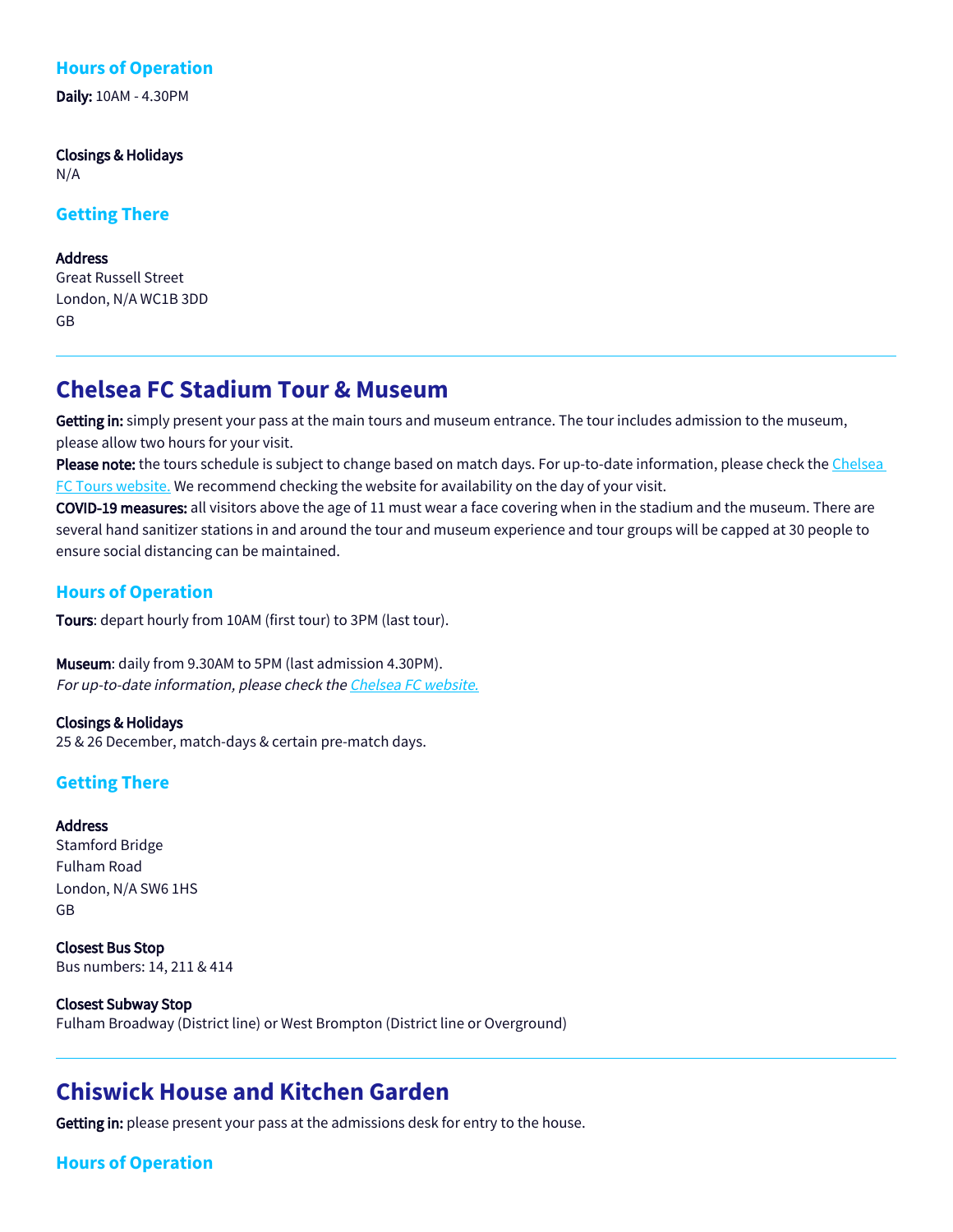### Hours of Operation

**Daily:** 10AM - 4.30PM

**Closings & Holidays**
N/A

### Getting There

**Address**
Great Russell Street
London, N/A WC1B 3DD
GB

---

## Chelsea FC Stadium Tour & Museum

**Getting in:** simply present your pass at the main tours and museum entrance. The tour includes admission to the museum, please allow two hours for your visit.
**Please note:** the tours schedule is subject to change based on match days. For up-to-date information, please check the Chelsea FC Tours website. We recommend checking the website for availability on the day of your visit.
**COVID-19 measures:** all visitors above the age of 11 must wear a face covering when in the stadium and the museum. There are several hand sanitizer stations in and around the tour and museum experience and tour groups will be capped at 30 people to ensure social distancing can be maintained.

### Hours of Operation

**Tours**: depart hourly from 10AM (first tour) to 3PM (last tour).

**Museum**: daily from 9.30AM to 5PM (last admission 4.30PM).
*For up-to-date information, please check the Chelsea FC website.*

**Closings & Holidays**
25 & 26 December, match-days & certain pre-match days.

### Getting There

**Address**
Stamford Bridge
Fulham Road
London, N/A SW6 1HS
GB

**Closest Bus Stop**
Bus numbers: 14, 211 & 414

**Closest Subway Stop**
Fulham Broadway (District line) or West Brompton (District line or Overground)

---

## Chiswick House and Kitchen Garden

**Getting in:** please present your pass at the admissions desk for entry to the house.

### Hours of Operation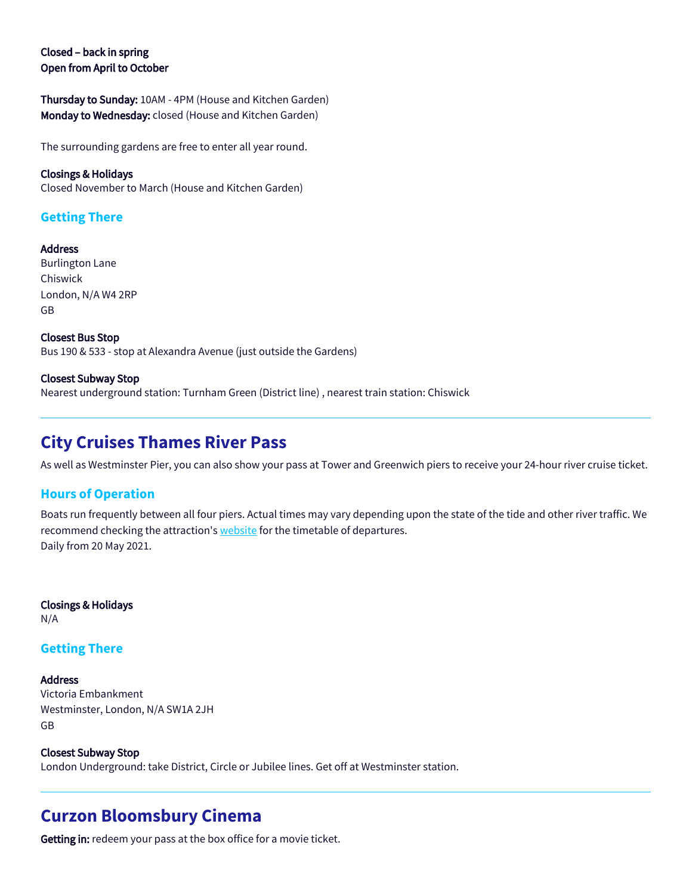**Closed – back in spring**
**Open from April to October**

**Thursday to Sunday:** 10AM - 4PM (House and Kitchen Garden)
**Monday to Wednesday:** closed (House and Kitchen Garden)

The surrounding gardens are free to enter all year round.

**Closings & Holidays**
Closed November to March (House and Kitchen Garden)

### Getting There

**Address**
Burlington Lane
Chiswick
London, N/A W4 2RP
GB

**Closest Bus Stop**
Bus 190 & 533 - stop at Alexandra Avenue (just outside the Gardens)

**Closest Subway Stop**
Nearest underground station: Turnham Green (District line) , nearest train station: Chiswick

---

## City Cruises Thames River Pass

As well as Westminster Pier, you can also show your pass at Tower and Greenwich piers to receive your 24-hour river cruise ticket.

### Hours of Operation

Boats run frequently between all four piers. Actual times may vary depending upon the state of the tide and other river traffic. We recommend checking the attraction's website for the timetable of departures.
Daily from 20 May 2021.

**Closings & Holidays**
N/A

### Getting There

**Address**
Victoria Embankment
Westminster, London, N/A SW1A 2JH
GB

**Closest Subway Stop**
London Underground: take District, Circle or Jubilee lines. Get off at Westminster station.

---

## Curzon Bloomsbury Cinema

**Getting in:** redeem your pass at the box office for a movie ticket.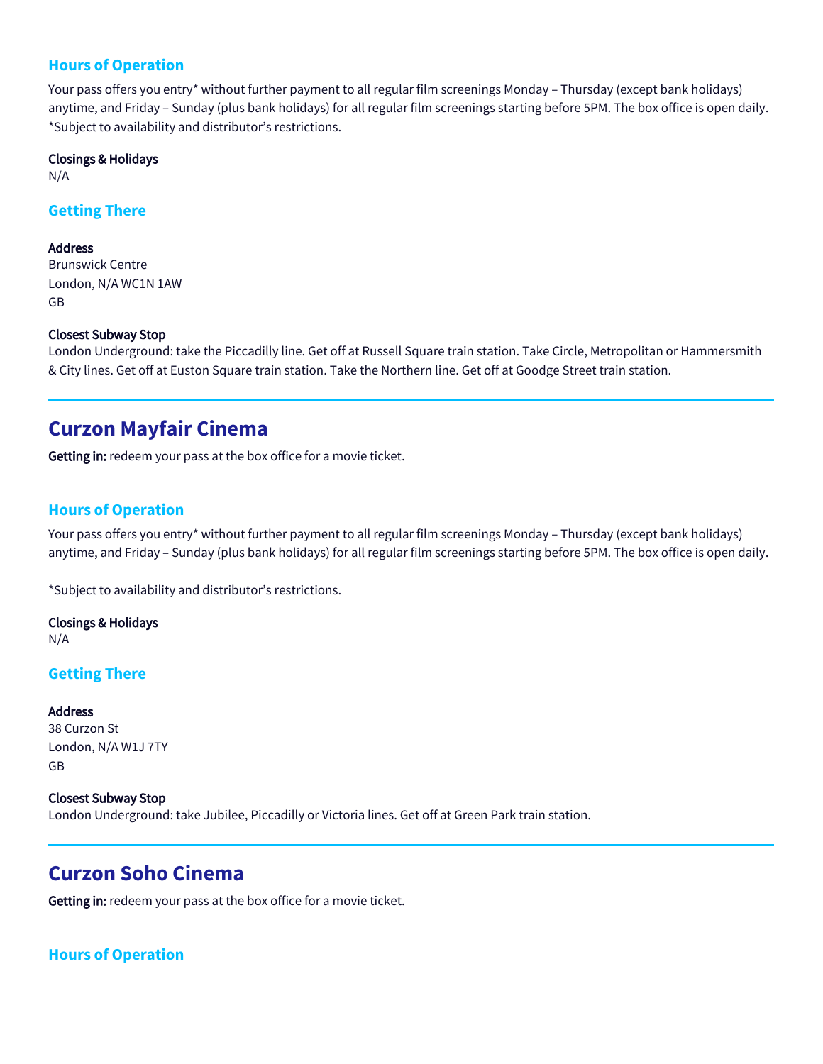### Hours of Operation

Your pass offers you entry* without further payment to all regular film screenings Monday – Thursday (except bank holidays) anytime, and Friday – Sunday (plus bank holidays) for all regular film screenings starting before 5PM. The box office is open daily. *Subject to availability and distributor's restrictions.

**Closings & Holidays**
N/A

### Getting There

**Address**
Brunswick Centre
London, N/A WC1N 1AW
GB

**Closest Subway Stop**
London Underground: take the Piccadilly line. Get off at Russell Square train station. Take Circle, Metropolitan or Hammersmith & City lines. Get off at Euston Square train station. Take the Northern line. Get off at Goodge Street train station.

---

## Curzon Mayfair Cinema

**Getting in:** redeem your pass at the box office for a movie ticket.

### Hours of Operation

Your pass offers you entry* without further payment to all regular film screenings Monday – Thursday (except bank holidays) anytime, and Friday – Sunday (plus bank holidays) for all regular film screenings starting before 5PM. The box office is open daily.

*Subject to availability and distributor's restrictions.

**Closings & Holidays**
N/A

### Getting There

**Address**
38 Curzon St
London, N/A W1J 7TY
GB

**Closest Subway Stop**
London Underground: take Jubilee, Piccadilly or Victoria lines. Get off at Green Park train station.

---

## Curzon Soho Cinema

**Getting in:** redeem your pass at the box office for a movie ticket.

### Hours of Operation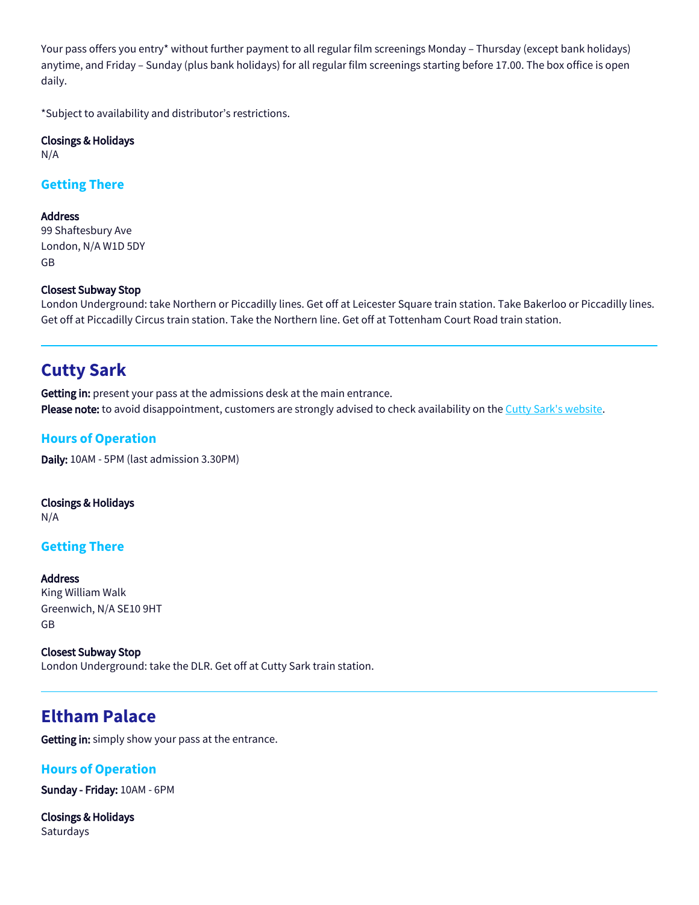Your pass offers you entry* without further payment to all regular film screenings Monday – Thursday (except bank holidays) anytime, and Friday – Sunday (plus bank holidays) for all regular film screenings starting before 17.00. The box office is open daily.

*Subject to availability and distributor's restrictions.

**Closings & Holidays**
N/A

### Getting There

**Address**
99 Shaftesbury Ave
London, N/A W1D 5DY
GB

**Closest Subway Stop**
London Underground: take Northern or Piccadilly lines. Get off at Leicester Square train station. Take Bakerloo or Piccadilly lines. Get off at Piccadilly Circus train station. Take the Northern line. Get off at Tottenham Court Road train station.

---

## Cutty Sark

**Getting in:** present your pass at the admissions desk at the main entrance.
**Please note:** to avoid disappointment, customers are strongly advised to check availability on the Cutty Sark's website.

### Hours of Operation

**Daily:** 10AM - 5PM (last admission 3.30PM)

**Closings & Holidays**
N/A

### Getting There

**Address**
King William Walk
Greenwich, N/A SE10 9HT
GB

**Closest Subway Stop**
London Underground: take the DLR. Get off at Cutty Sark train station.

---

## Eltham Palace

**Getting in:** simply show your pass at the entrance.

### Hours of Operation

**Sunday - Friday:** 10AM - 6PM

**Closings & Holidays**
Saturdays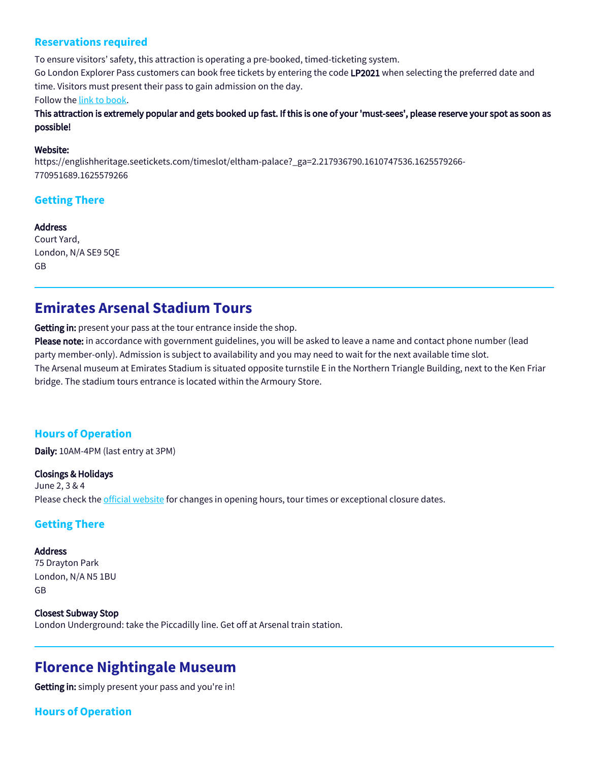### Reservations required

To ensure visitors' safety, this attraction is operating a pre-booked, timed-ticketing system.
Go London Explorer Pass customers can book free tickets by entering the code **LP2021** when selecting the preferred date and time. Visitors must present their pass to gain admission on the day.
Follow the link to book.

**This attraction is extremely popular and gets booked up fast. If this is one of your 'must-sees', please reserve your spot as soon as possible!**

**Website:**
https://englishheritage.seetickets.com/timeslot/eltham-palace?_ga=2.217936790.1610747536.1625579266-770951689.1625579266

### Getting There

**Address**
Court Yard,
London, N/A SE9 5QE
GB

---

## Emirates Arsenal Stadium Tours

**Getting in:** present your pass at the tour entrance inside the shop.
**Please note:** in accordance with government guidelines, you will be asked to leave a name and contact phone number (lead party member-only). Admission is subject to availability and you may need to wait for the next available time slot.
The Arsenal museum at Emirates Stadium is situated opposite turnstile E in the Northern Triangle Building, next to the Ken Friar bridge. The stadium tours entrance is located within the Armoury Store.

### Hours of Operation

**Daily:** 10AM-4PM (last entry at 3PM)

**Closings & Holidays**
June 2, 3 & 4
Please check the official website for changes in opening hours, tour times or exceptional closure dates.

### Getting There

**Address**
75 Drayton Park
London, N/A N5 1BU
GB

**Closest Subway Stop**
London Underground: take the Piccadilly line. Get off at Arsenal train station.

---

## Florence Nightingale Museum

**Getting in:** simply present your pass and you're in!

### Hours of Operation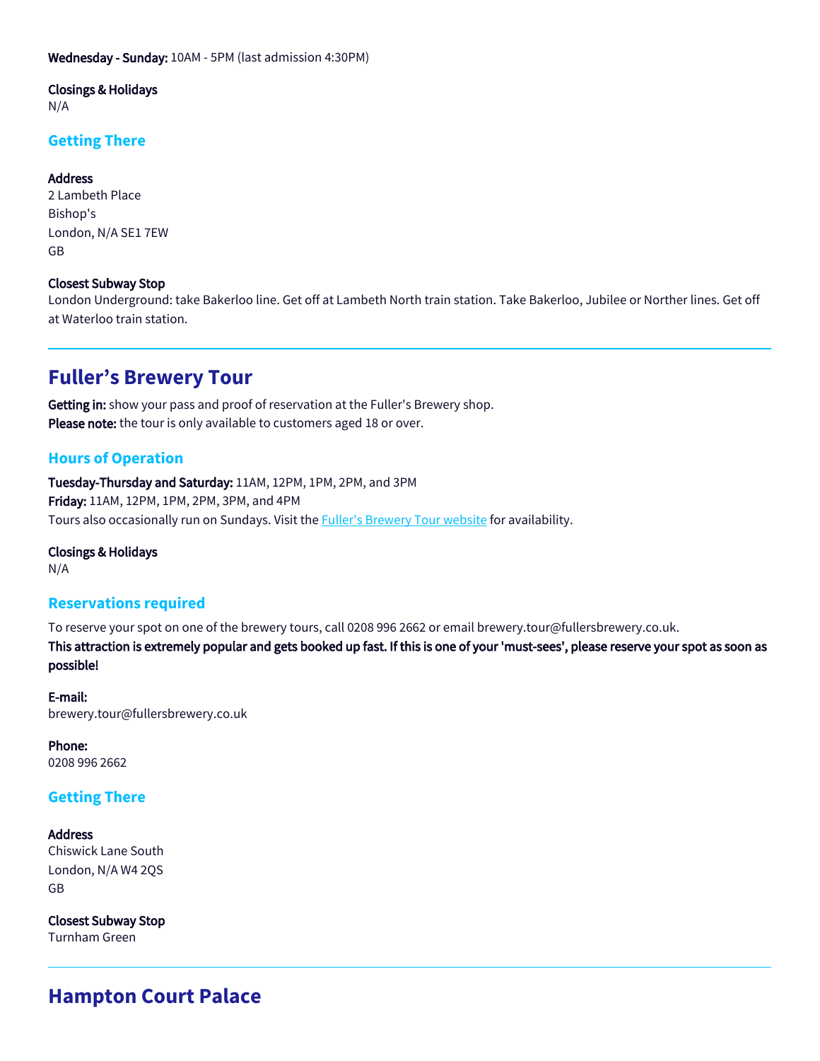**Wednesday - Sunday:** 10AM - 5PM (last admission 4:30PM)

**Closings & Holidays**
N/A

### Getting There

**Address**
2 Lambeth Place
Bishop's
London, N/A SE1 7EW
GB

**Closest Subway Stop**
London Underground: take Bakerloo line. Get off at Lambeth North train station. Take Bakerloo, Jubilee or Norther lines. Get off at Waterloo train station.

---

## Fuller's Brewery Tour

**Getting in:** show your pass and proof of reservation at the Fuller's Brewery shop.
**Please note:** the tour is only available to customers aged 18 or over.

### Hours of Operation

**Tuesday-Thursday and Saturday:** 11AM, 12PM, 1PM, 2PM, and 3PM
**Friday:** 11AM, 12PM, 1PM, 2PM, 3PM, and 4PM
Tours also occasionally run on Sundays. Visit the Fuller's Brewery Tour website for availability.

**Closings & Holidays**
N/A

### Reservations required

To reserve your spot on one of the brewery tours, call 0208 996 2662 or email brewery.tour@fullersbrewery.co.uk.
**This attraction is extremely popular and gets booked up fast. If this is one of your 'must-sees', please reserve your spot as soon as possible!**

**E-mail:**
brewery.tour@fullersbrewery.co.uk

**Phone:**
0208 996 2662

### Getting There

**Address**
Chiswick Lane South
London, N/A W4 2QS
GB

**Closest Subway Stop**
Turnham Green

---

## Hampton Court Palace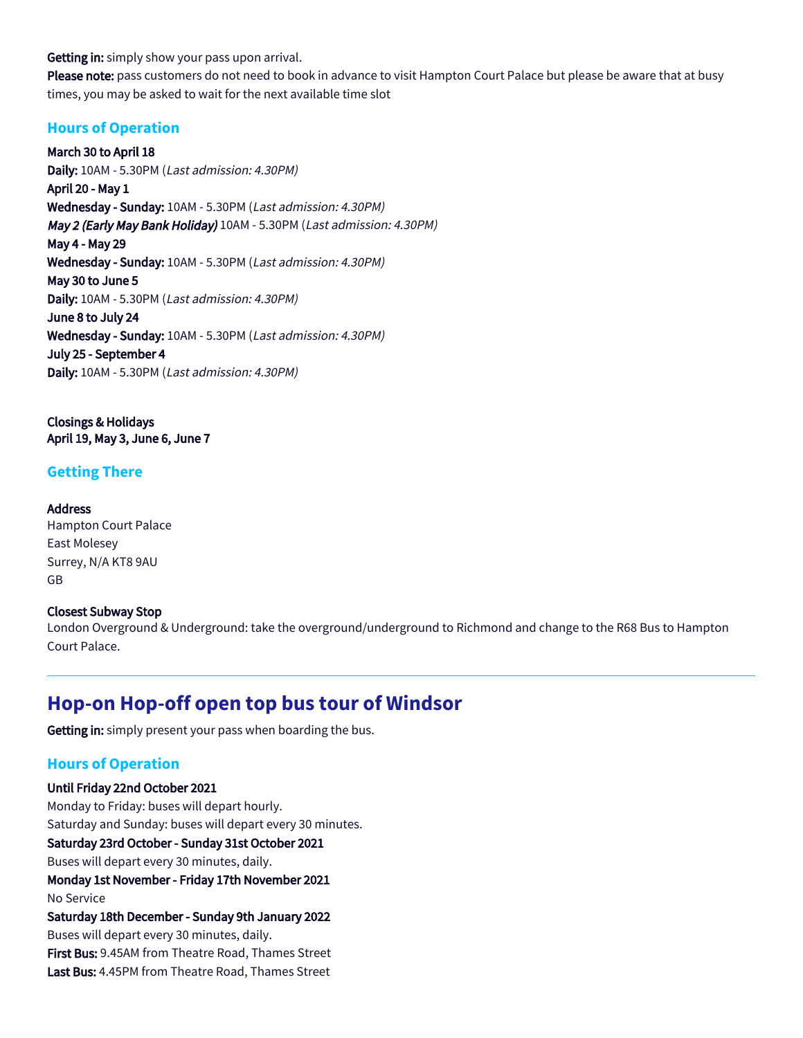**Getting in:** simply show your pass upon arrival.

**Please note:** pass customers do not need to book in advance to visit Hampton Court Palace but please be aware that at busy times, you may be asked to wait for the next available time slot

### Hours of Operation

**March 30 to April 18**
**Daily:** 10AM - 5.30PM (*Last admission: 4.30PM)*
**April 20 - May 1**
**Wednesday - Sunday:** 10AM - 5.30PM (*Last admission: 4.30PM)*
***May 2 (Early May Bank Holiday)*** 10AM - 5.30PM (*Last admission: 4.30PM)*
**May 4 - May 29**
**Wednesday - Sunday:** 10AM - 5.30PM (*Last admission: 4.30PM)*
**May 30 to June 5**
**Daily:** 10AM - 5.30PM (*Last admission: 4.30PM)*
**June 8 to July 24**
**Wednesday - Sunday:** 10AM - 5.30PM (*Last admission: 4.30PM)*
**July 25 - September 4**
**Daily:** 10AM - 5.30PM (*Last admission: 4.30PM)*

**Closings & Holidays**
**April 19, May 3, June 6, June 7**

### Getting There

**Address**
Hampton Court Palace
East Molesey
Surrey, N/A KT8 9AU
GB

**Closest Subway Stop**
London Overground & Underground: take the overground/underground to Richmond and change to the R68 Bus to Hampton Court Palace.

---

## Hop-on Hop-off open top bus tour of Windsor

**Getting in:** simply present your pass when boarding the bus.

### Hours of Operation

**Until Friday 22nd October 2021**
Monday to Friday: buses will depart hourly.
Saturday and Sunday: buses will depart every 30 minutes.
**Saturday 23rd October - Sunday 31st October 2021**
Buses will depart every 30 minutes, daily.
**Monday 1st November - Friday 17th November 2021**
No Service
**Saturday 18th December - Sunday 9th January 2022**
Buses will depart every 30 minutes, daily.
**First Bus:** 9.45AM from Theatre Road, Thames Street
**Last Bus:** 4.45PM from Theatre Road, Thames Street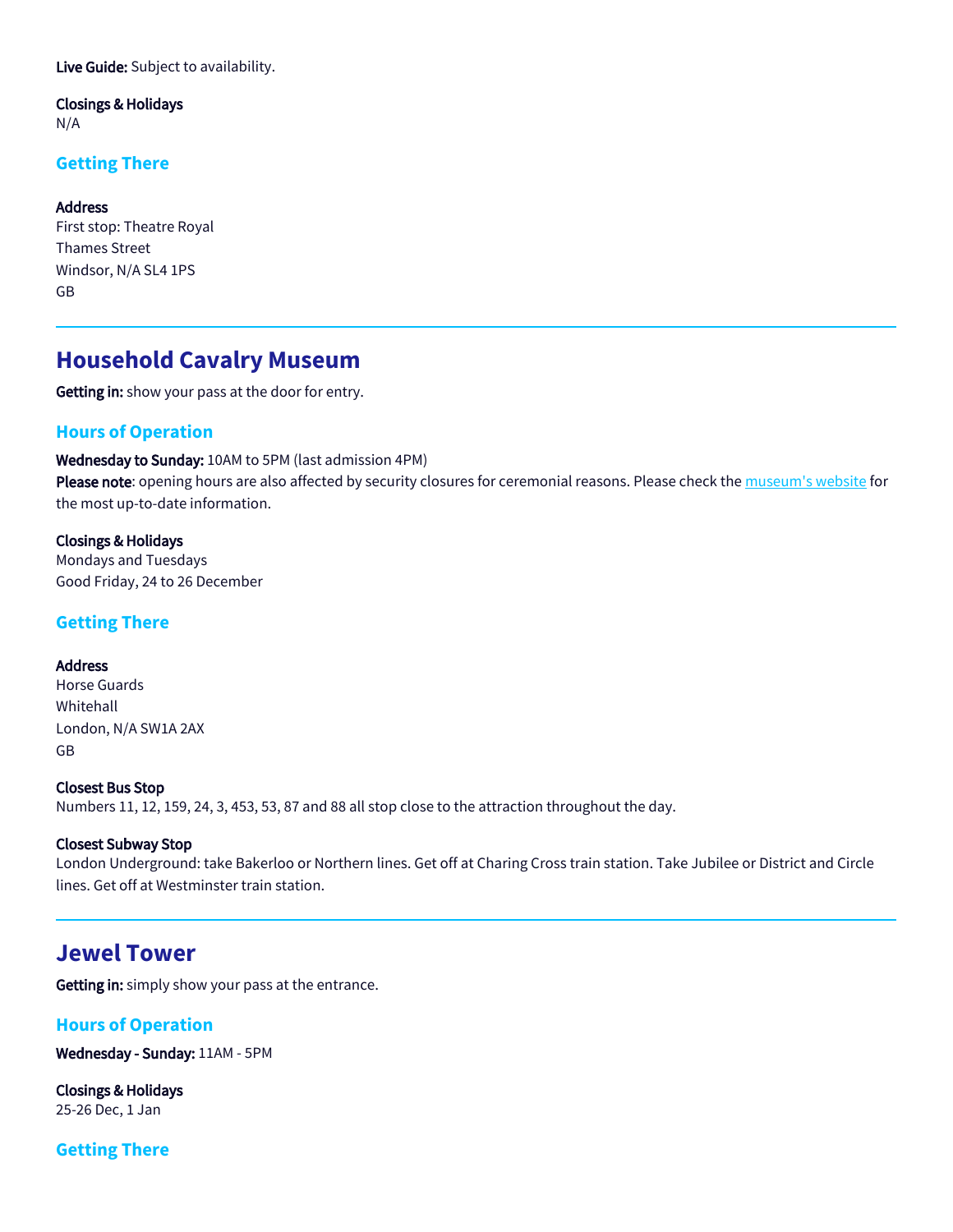**Live Guide:** Subject to availability.

**Closings & Holidays**
N/A

### Getting There

**Address**
First stop: Theatre Royal
Thames Street
Windsor, N/A SL4 1PS
GB

---

## Household Cavalry Museum

**Getting in:** show your pass at the door for entry.

### Hours of Operation

**Wednesday to Sunday:** 10AM to 5PM (last admission 4PM)
**Please note**: opening hours are also affected by security closures for ceremonial reasons. Please check the museum's website for the most up-to-date information.

**Closings & Holidays**
Mondays and Tuesdays
Good Friday, 24 to 26 December

### Getting There

**Address**
Horse Guards
Whitehall
London, N/A SW1A 2AX
GB

**Closest Bus Stop**
Numbers 11, 12, 159, 24, 3, 453, 53, 87 and 88 all stop close to the attraction throughout the day.

**Closest Subway Stop**
London Underground: take Bakerloo or Northern lines. Get off at Charing Cross train station. Take Jubilee or District and Circle lines. Get off at Westminster train station.

---

## Jewel Tower

**Getting in:** simply show your pass at the entrance.

### Hours of Operation

**Wednesday - Sunday:** 11AM - 5PM

**Closings & Holidays**
25-26 Dec, 1 Jan

### Getting There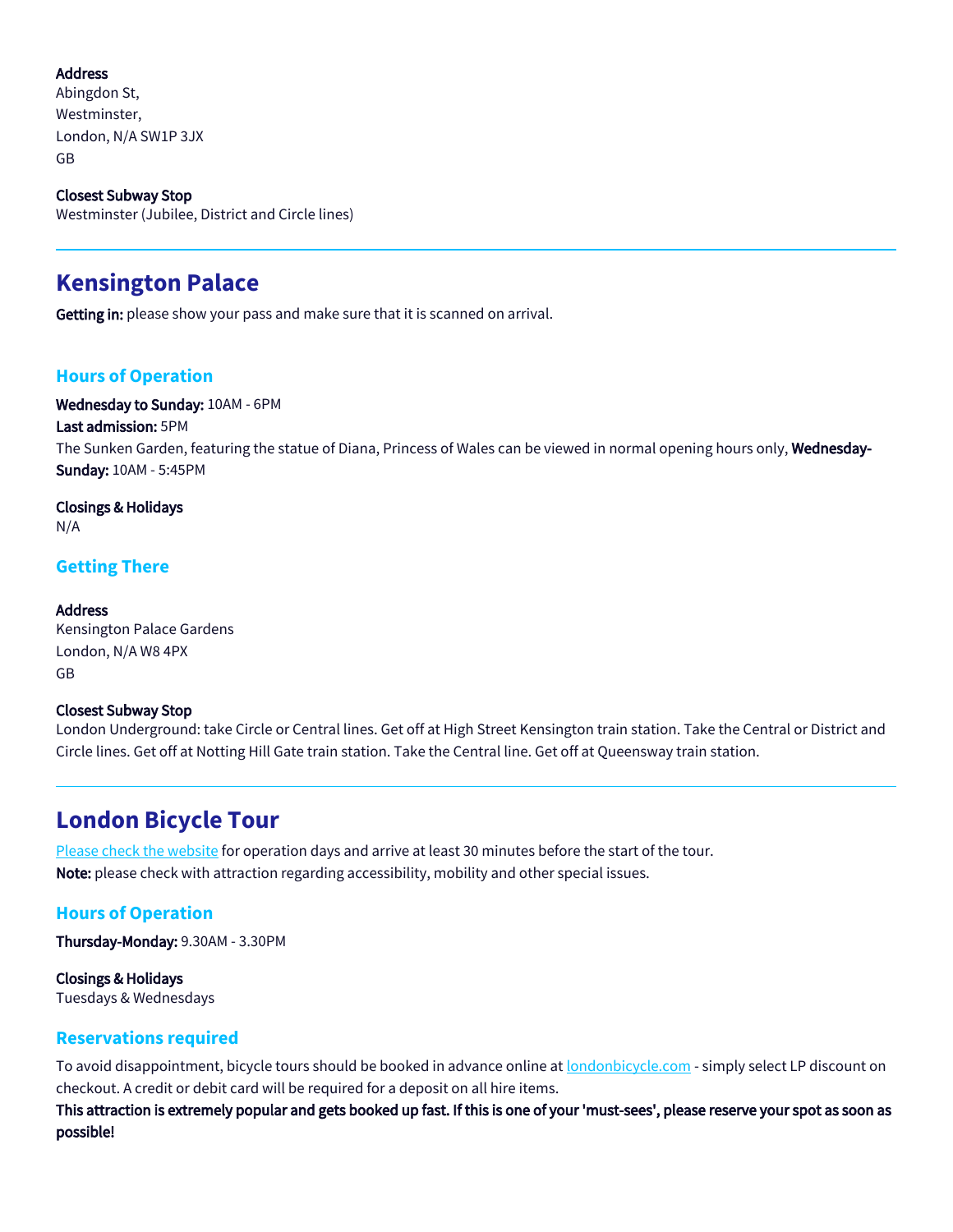**Address**
Abingdon St,
Westminster,
London, N/A SW1P 3JX
GB

**Closest Subway Stop**
Westminster (Jubilee, District and Circle lines)

---

## Kensington Palace

**Getting in:** please show your pass and make sure that it is scanned on arrival.

### Hours of Operation

**Wednesday to Sunday:** 10AM - 6PM
**Last admission:** 5PM
The Sunken Garden, featuring the statue of Diana, Princess of Wales can be viewed in normal opening hours only, **Wednesday-Sunday:** 10AM - 5:45PM

**Closings & Holidays**
N/A

### Getting There

**Address**
Kensington Palace Gardens
London, N/A W8 4PX
GB

**Closest Subway Stop**
London Underground: take Circle or Central lines. Get off at High Street Kensington train station. Take the Central or District and Circle lines. Get off at Notting Hill Gate train station. Take the Central line. Get off at Queensway train station.

---

## London Bicycle Tour

Please check the website for operation days and arrive at least 30 minutes before the start of the tour.
**Note:** please check with attraction regarding accessibility, mobility and other special issues.

### Hours of Operation

**Thursday-Monday:** 9.30AM - 3.30PM

**Closings & Holidays**
Tuesdays & Wednesdays

### Reservations required

To avoid disappointment, bicycle tours should be booked in advance online at londonbicycle.com - simply select LP discount on checkout. A credit or debit card will be required for a deposit on all hire items.
**This attraction is extremely popular and gets booked up fast. If this is one of your 'must-sees', please reserve your spot as soon as possible!**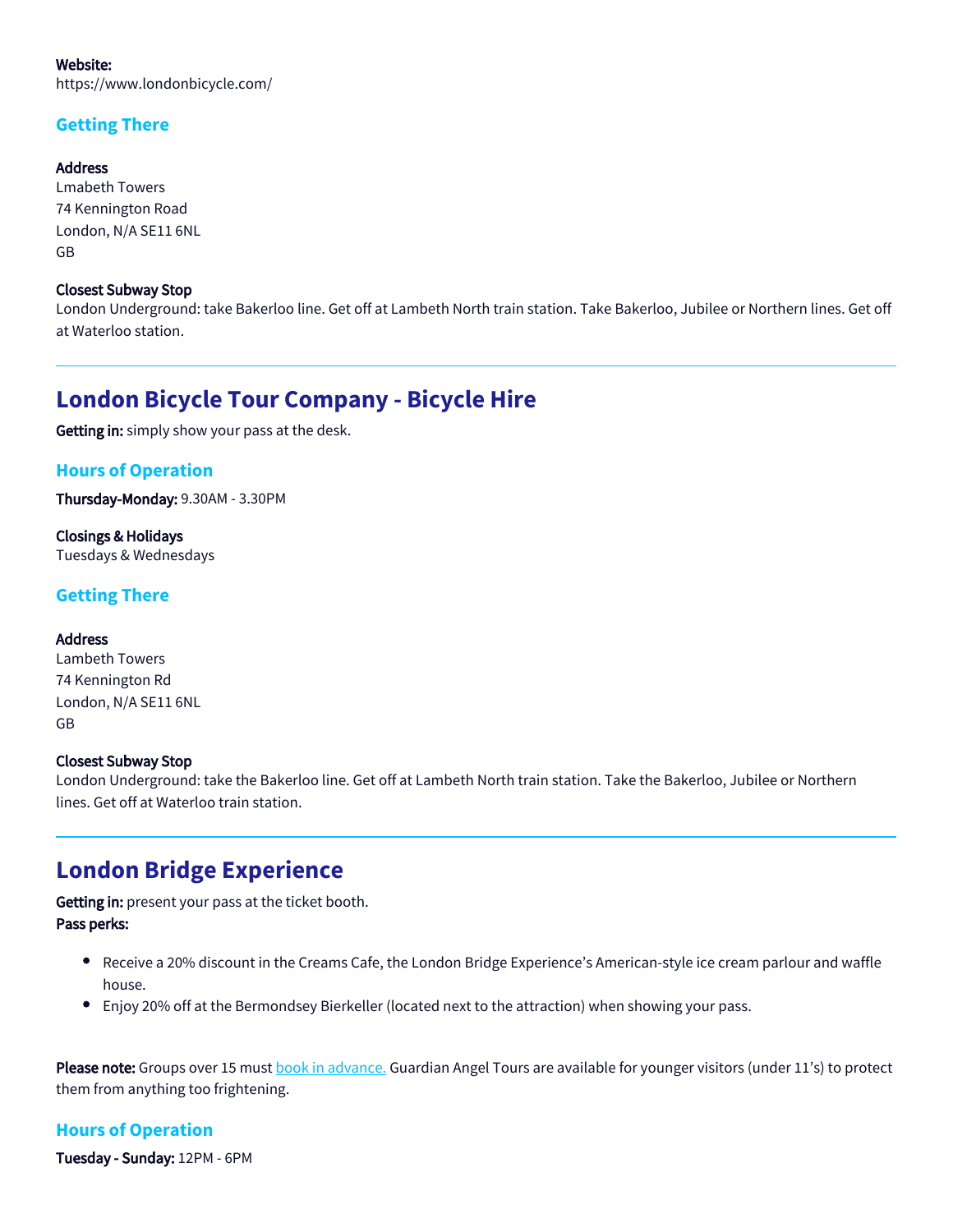**Website:**
https://www.londonbicycle.com/

### Getting There

**Address**
Lmabeth Towers
74 Kennington Road
London, N/A SE11 6NL
GB

**Closest Subway Stop**
London Underground: take Bakerloo line. Get off at Lambeth North train station. Take Bakerloo, Jubilee or Northern lines. Get off at Waterloo station.

---

## London Bicycle Tour Company - Bicycle Hire

**Getting in:** simply show your pass at the desk.

### Hours of Operation

**Thursday-Monday:** 9.30AM - 3.30PM

**Closings & Holidays**
Tuesdays & Wednesdays

### Getting There

**Address**
Lambeth Towers
74 Kennington Rd
London, N/A SE11 6NL
GB

**Closest Subway Stop**
London Underground: take the Bakerloo line. Get off at Lambeth North train station. Take the Bakerloo, Jubilee or Northern lines. Get off at Waterloo train station.

---

## London Bridge Experience

**Getting in:** present your pass at the ticket booth.
**Pass perks:**

- Receive a 20% discount in the Creams Cafe, the London Bridge Experience's American-style ice cream parlour and waffle house.
- Enjoy 20% off at the Bermondsey Bierkeller (located next to the attraction) when showing your pass.

**Please note:** Groups over 15 must book in advance. Guardian Angel Tours are available for younger visitors (under 11's) to protect them from anything too frightening.

### Hours of Operation

**Tuesday - Sunday:** 12PM - 6PM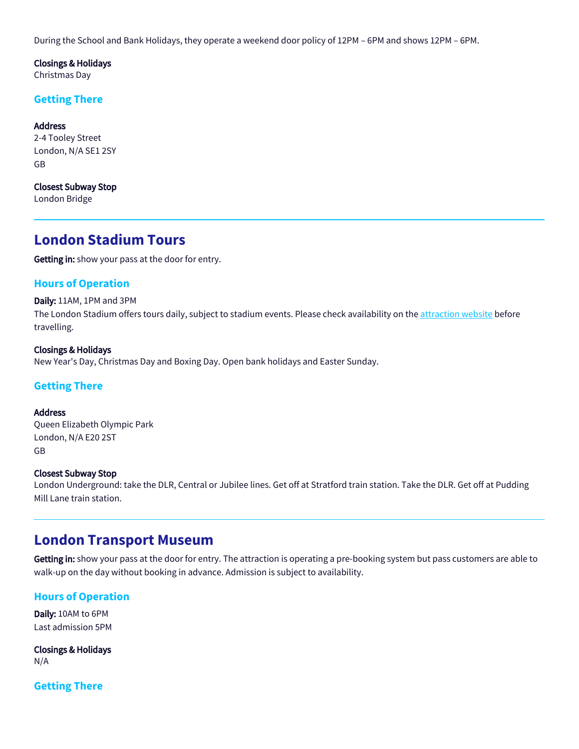During the School and Bank Holidays, they operate a weekend door policy of 12PM – 6PM and shows 12PM – 6PM.

**Closings & Holidays**
Christmas Day

### Getting There

**Address**
2-4 Tooley Street
London, N/A SE1 2SY
GB

**Closest Subway Stop**
London Bridge

---

## London Stadium Tours

**Getting in:** show your pass at the door for entry.

### Hours of Operation

**Daily:** 11AM, 1PM and 3PM
The London Stadium offers tours daily, subject to stadium events. Please check availability on the attraction website before travelling.

**Closings & Holidays**
New Year's Day, Christmas Day and Boxing Day. Open bank holidays and Easter Sunday.

### Getting There

**Address**
Queen Elizabeth Olympic Park
London, N/A E20 2ST
GB

**Closest Subway Stop**
London Underground: take the DLR, Central or Jubilee lines. Get off at Stratford train station. Take the DLR. Get off at Pudding Mill Lane train station.

---

## London Transport Museum

**Getting in:** show your pass at the door for entry. The attraction is operating a pre-booking system but pass customers are able to walk-up on the day without booking in advance. Admission is subject to availability.

### Hours of Operation

**Daily:** 10AM to 6PM
Last admission 5PM

**Closings & Holidays**
N/A

### Getting There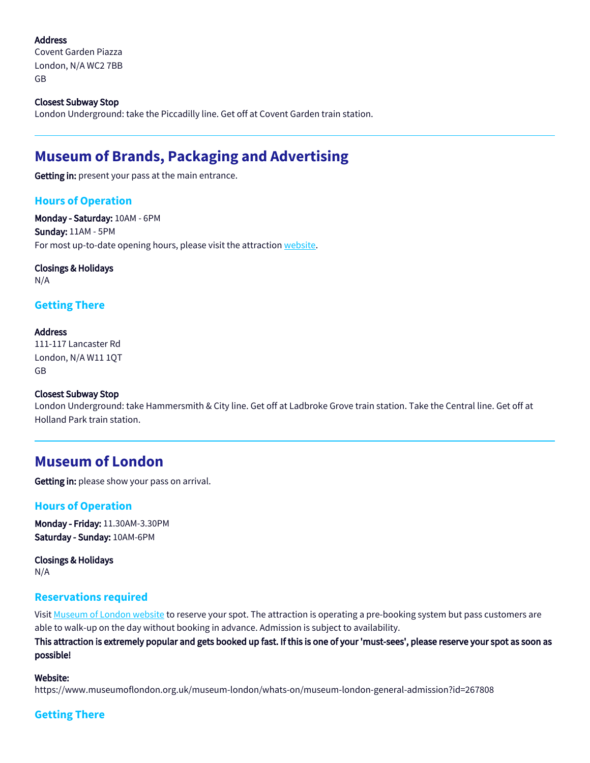**Address**
Covent Garden Piazza
London, N/A WC2 7BB
GB

**Closest Subway Stop**
London Underground: take the Piccadilly line. Get off at Covent Garden train station.

---

## Museum of Brands, Packaging and Advertising

**Getting in:** present your pass at the main entrance.

### Hours of Operation

**Monday - Saturday:** 10AM - 6PM
**Sunday:** 11AM - 5PM
For most up-to-date opening hours, please visit the attraction website.

**Closings & Holidays**
N/A

### Getting There

**Address**
111-117 Lancaster Rd
London, N/A W11 1QT
GB

**Closest Subway Stop**
London Underground: take Hammersmith & City line. Get off at Ladbroke Grove train station. Take the Central line. Get off at Holland Park train station.

---

## Museum of London

**Getting in:** please show your pass on arrival.

### Hours of Operation

**Monday - Friday:** 11.30AM-3.30PM
**Saturday - Sunday:** 10AM-6PM

**Closings & Holidays**
N/A

### Reservations required

Visit Museum of London website to reserve your spot. The attraction is operating a pre-booking system but pass customers are able to walk-up on the day without booking in advance. Admission is subject to availability.
**This attraction is extremely popular and gets booked up fast. If this is one of your 'must-sees', please reserve your spot as soon as possible!**

**Website:**
https://www.museumoflondon.org.uk/museum-london/whats-on/museum-london-general-admission?id=267808

### Getting There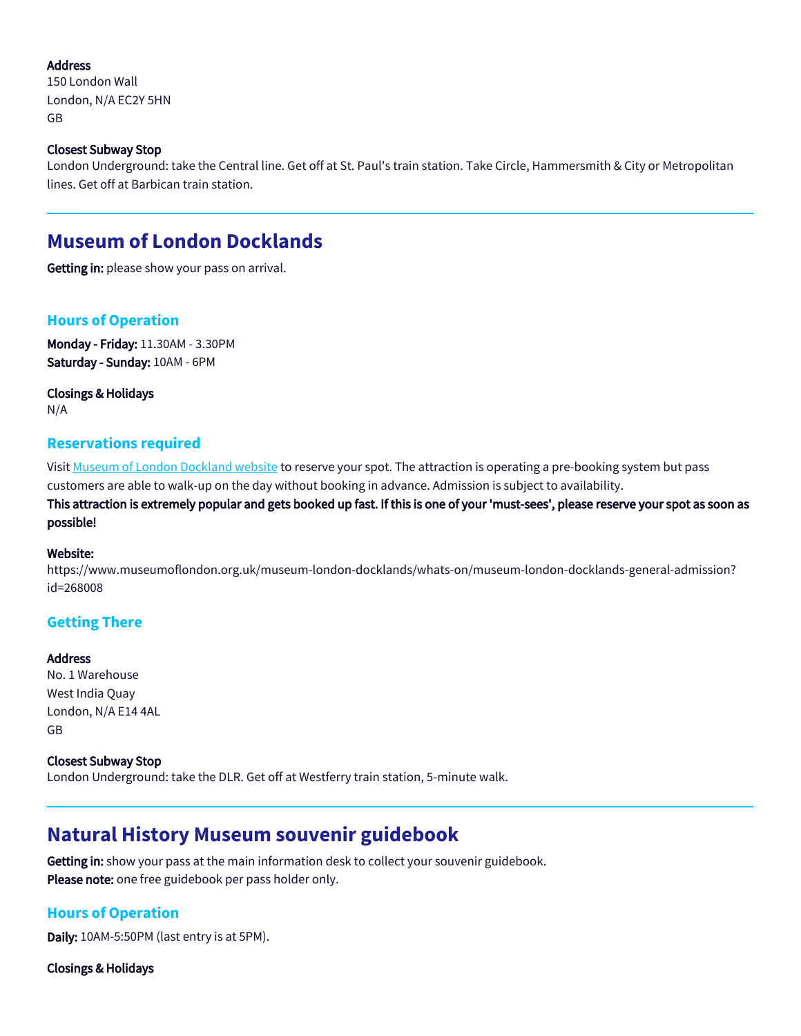**Address**
150 London Wall
London, N/A EC2Y 5HN
GB

**Closest Subway Stop**
London Underground: take the Central line. Get off at St. Paul's train station. Take Circle, Hammersmith & City or Metropolitan lines. Get off at Barbican train station.

---

## Museum of London Docklands

**Getting in:** please show your pass on arrival.

### Hours of Operation

**Monday - Friday:** 11.30AM - 3.30PM
**Saturday - Sunday:** 10AM - 6PM

**Closings & Holidays**
N/A

### Reservations required

Visit [Museum of London Dockland website](https://www.museumoflondon.org.uk/museum-london-docklands/whats-on/museum-london-docklands-general-admission?id=268008) to reserve your spot. The attraction is operating a pre-booking system but pass customers are able to walk-up on the day without booking in advance. Admission is subject to availability.
**This attraction is extremely popular and gets booked up fast. If this is one of your 'must-sees', please reserve your spot as soon as possible!**

**Website:**
https://www.museumoflondon.org.uk/museum-london-docklands/whats-on/museum-london-docklands-general-admission?id=268008

### Getting There

**Address**
No. 1 Warehouse
West India Quay
London, N/A E14 4AL
GB

**Closest Subway Stop**
London Underground: take the DLR. Get off at Westferry train station, 5-minute walk.

---

## Natural History Museum souvenir guidebook

**Getting in:** show your pass at the main information desk to collect your souvenir guidebook.
**Please note:** one free guidebook per pass holder only.

### Hours of Operation

**Daily:** 10AM-5:50PM (last entry is at 5PM).

**Closings & Holidays**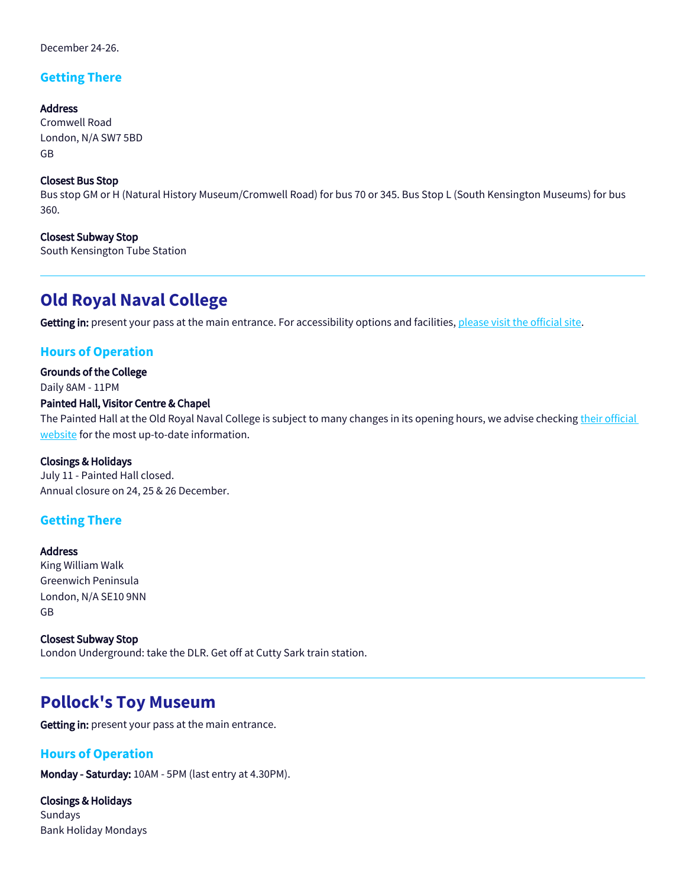December 24-26.

### Getting There

**Address**
Cromwell Road
London, N/A SW7 5BD
GB

**Closest Bus Stop**
Bus stop GM or H (Natural History Museum/Cromwell Road) for bus 70 or 345. Bus Stop L (South Kensington Museums) for bus 360.

**Closest Subway Stop**
South Kensington Tube Station

---

## Old Royal Naval College

**Getting in:** present your pass at the main entrance. For accessibility options and facilities, please visit the official site.

### Hours of Operation

**Grounds of the College**
Daily 8AM - 11PM

**Painted Hall, Visitor Centre & Chapel**
The Painted Hall at the Old Royal Naval College is subject to many changes in its opening hours, we advise checking their official website for the most up-to-date information.

**Closings & Holidays**
July 11 - Painted Hall closed.
Annual closure on 24, 25 & 26 December.

### Getting There

**Address**
King William Walk
Greenwich Peninsula
London, N/A SE10 9NN
GB

**Closest Subway Stop**
London Underground: take the DLR. Get off at Cutty Sark train station.

---

## Pollock's Toy Museum

**Getting in:** present your pass at the main entrance.

### Hours of Operation

**Monday - Saturday:** 10AM - 5PM (last entry at 4.30PM).

**Closings & Holidays**
Sundays
Bank Holiday Mondays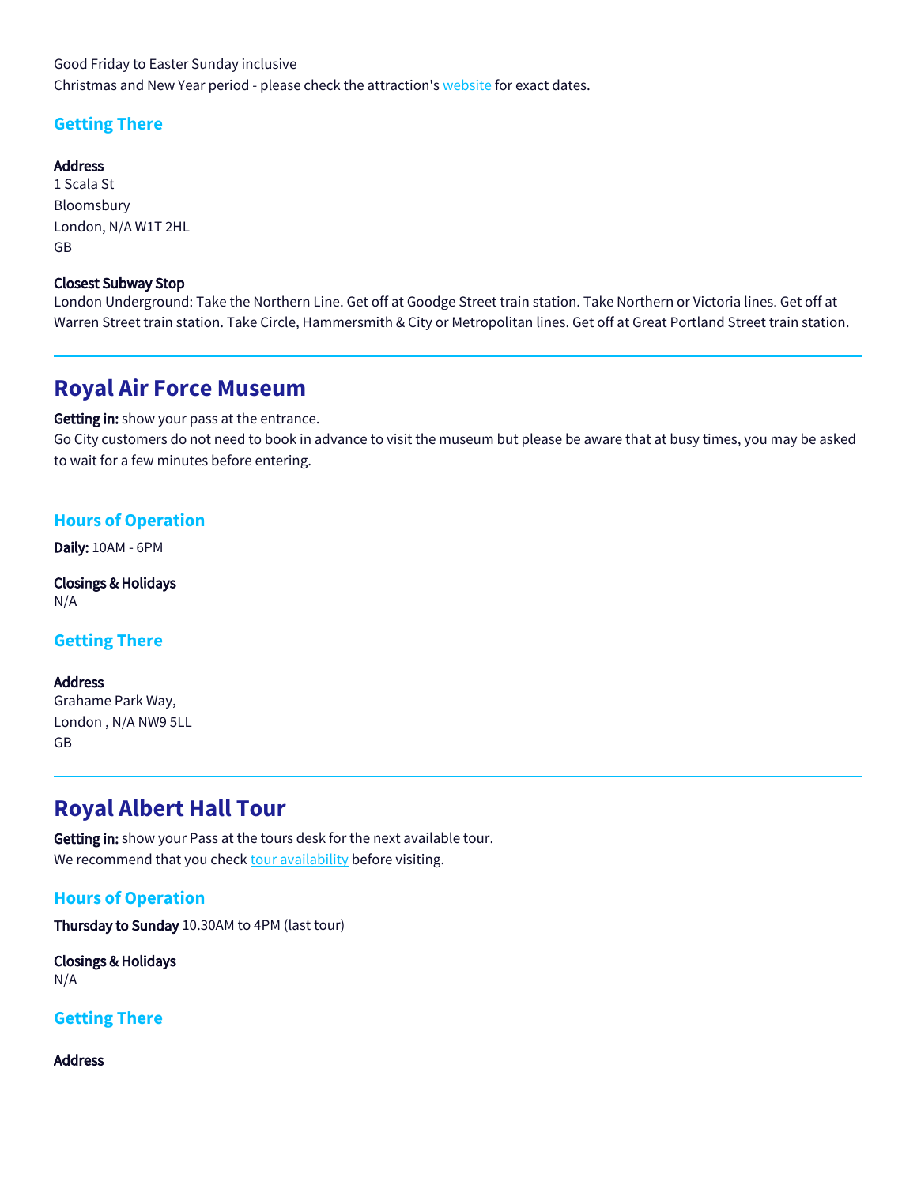Good Friday to Easter Sunday inclusive
Christmas and New Year period - please check the attraction's [website] for exact dates.

### Getting There

**Address**
1 Scala St
Bloomsbury
London, N/A W1T 2HL
GB

**Closest Subway Stop**
London Underground: Take the Northern Line. Get off at Goodge Street train station. Take Northern or Victoria lines. Get off at Warren Street train station. Take Circle, Hammersmith & City or Metropolitan lines. Get off at Great Portland Street train station.

---

## Royal Air Force Museum

**Getting in:** show your pass at the entrance.
Go City customers do not need to book in advance to visit the museum but please be aware that at busy times, you may be asked to wait for a few minutes before entering.

### Hours of Operation

**Daily:** 10AM - 6PM

**Closings & Holidays**
N/A

### Getting There

**Address**
Grahame Park Way,
London , N/A NW9 5LL
GB

---

## Royal Albert Hall Tour

**Getting in:** show your Pass at the tours desk for the next available tour.
We recommend that you check tour availability before visiting.

### Hours of Operation

**Thursday to Sunday** 10.30AM to 4PM (last tour)

**Closings & Holidays**
N/A

### Getting There

**Address**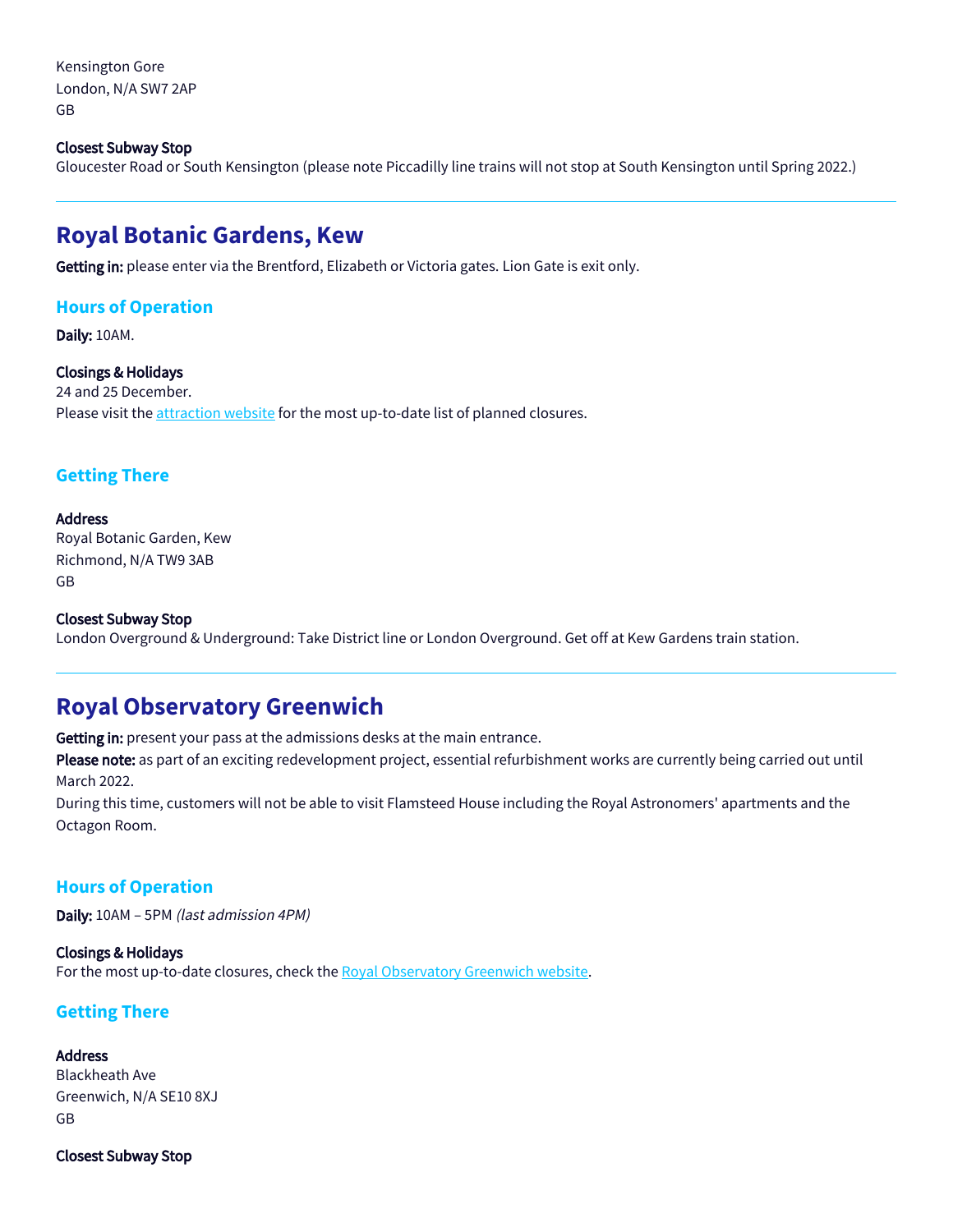Kensington Gore
London, N/A SW7 2AP
GB

**Closest Subway Stop**
Gloucester Road or South Kensington (please note Piccadilly line trains will not stop at South Kensington until Spring 2022.)

---

## Royal Botanic Gardens, Kew

**Getting in:** please enter via the Brentford, Elizabeth or Victoria gates. Lion Gate is exit only.

### Hours of Operation

**Daily:** 10AM.

**Closings & Holidays**
24 and 25 December.
Please visit the attraction website for the most up-to-date list of planned closures.

### Getting There

**Address**
Royal Botanic Garden, Kew
Richmond, N/A TW9 3AB
GB

**Closest Subway Stop**
London Overground & Underground: Take District line or London Overground. Get off at Kew Gardens train station.

---

## Royal Observatory Greenwich

**Getting in:** present your pass at the admissions desks at the main entrance.
**Please note:** as part of an exciting redevelopment project, essential refurbishment works are currently being carried out until March 2022.
During this time, customers will not be able to visit Flamsteed House including the Royal Astronomers' apartments and the Octagon Room.

### Hours of Operation

**Daily:** 10AM – 5PM *(last admission 4PM)*

**Closings & Holidays**
For the most up-to-date closures, check the Royal Observatory Greenwich website.

### Getting There

**Address**
Blackheath Ave
Greenwich, N/A SE10 8XJ
GB

**Closest Subway Stop**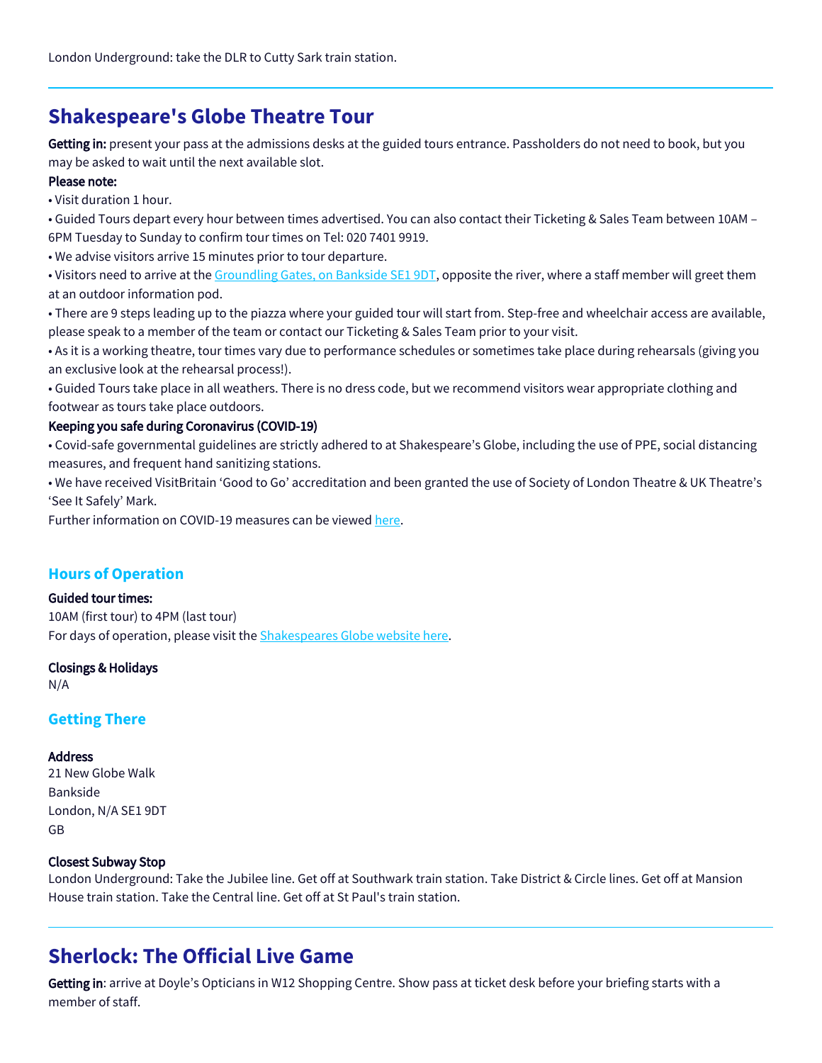London Underground: take the DLR to Cutty Sark train station.

---

## Shakespeare's Globe Theatre Tour

**Getting in:** present your pass at the admissions desks at the guided tours entrance. Passholders do not need to book, but you may be asked to wait until the next available slot.

**Please note:**

• Visit duration 1 hour.

• Guided Tours depart every hour between times advertised. You can also contact their Ticketing & Sales Team between 10AM – 6PM Tuesday to Sunday to confirm tour times on Tel: 020 7401 9919.

• We advise visitors arrive 15 minutes prior to tour departure.

• Visitors need to arrive at the Groundling Gates, on Bankside SE1 9DT, opposite the river, where a staff member will greet them at an outdoor information pod.

• There are 9 steps leading up to the piazza where your guided tour will start from. Step-free and wheelchair access are available, please speak to a member of the team or contact our Ticketing & Sales Team prior to your visit.

• As it is a working theatre, tour times vary due to performance schedules or sometimes take place during rehearsals (giving you an exclusive look at the rehearsal process!).

• Guided Tours take place in all weathers. There is no dress code, but we recommend visitors wear appropriate clothing and footwear as tours take place outdoors.

**Keeping you safe during Coronavirus (COVID-19)**

• Covid-safe governmental guidelines are strictly adhered to at Shakespeare's Globe, including the use of PPE, social distancing measures, and frequent hand sanitizing stations.

• We have received VisitBritain 'Good to Go' accreditation and been granted the use of Society of London Theatre & UK Theatre's 'See It Safely' Mark.

Further information on COVID-19 measures can be viewed here.

### Hours of Operation

**Guided tour times:**
10AM (first tour) to 4PM (last tour)
For days of operation, please visit the Shakespeares Globe website here.

**Closings & Holidays**
N/A

### Getting There

**Address**
21 New Globe Walk
Bankside
London, N/A SE1 9DT
GB

**Closest Subway Stop**
London Underground: Take the Jubilee line. Get off at Southwark train station. Take District & Circle lines. Get off at Mansion House train station. Take the Central line. Get off at St Paul's train station.

---

## Sherlock: The Official Live Game

**Getting in**: arrive at Doyle's Opticians in W12 Shopping Centre. Show pass at ticket desk before your briefing starts with a member of staff.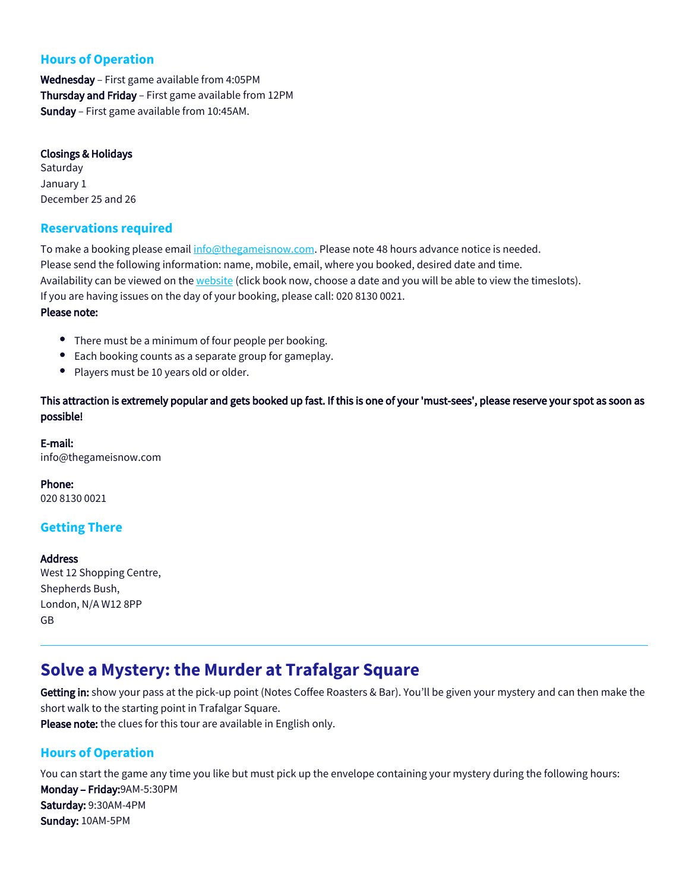### Hours of Operation

**Wednesday** – First game available from 4:05PM
**Thursday and Friday** – First game available from 12PM
**Sunday** – First game available from 10:45AM.

**Closings & Holidays**
Saturday
January 1
December 25 and 26

### Reservations required

To make a booking please email info@thegameisnow.com. Please note 48 hours advance notice is needed.
Please send the following information: name, mobile, email, where you booked, desired date and time.
Availability can be viewed on the website (click book now, choose a date and you will be able to view the timeslots).
If you are having issues on the day of your booking, please call: 020 8130 0021.
**Please note:**

- There must be a minimum of four people per booking.
- Each booking counts as a separate group for gameplay.
- Players must be 10 years old or older.

**This attraction is extremely popular and gets booked up fast. If this is one of your 'must-sees', please reserve your spot as soon as possible!**

**E-mail:**
info@thegameisnow.com

**Phone:**
020 8130 0021

### Getting There

**Address**
West 12 Shopping Centre,
Shepherds Bush,
London, N/A W12 8PP
GB

---

## Solve a Mystery: the Murder at Trafalgar Square

**Getting in:** show your pass at the pick-up point (Notes Coffee Roasters & Bar). You'll be given your mystery and can then make the short walk to the starting point in Trafalgar Square.
**Please note:** the clues for this tour are available in English only.

### Hours of Operation

You can start the game any time you like but must pick up the envelope containing your mystery during the following hours:
**Monday – Friday:**9AM-5:30PM
**Saturday:** 9:30AM-4PM
**Sunday:** 10AM-5PM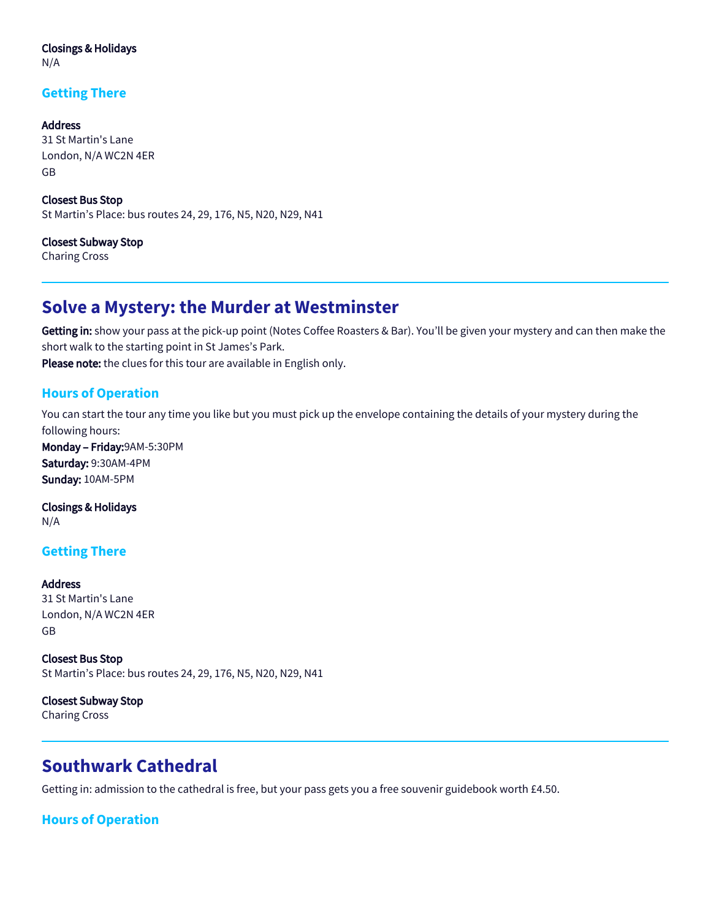**Closings & Holidays**
N/A

### Getting There

**Address**
31 St Martin's Lane
London, N/A WC2N 4ER
GB

**Closest Bus Stop**
St Martin's Place: bus routes 24, 29, 176, N5, N20, N29, N41

**Closest Subway Stop**
Charing Cross

---

## Solve a Mystery: the Murder at Westminster

**Getting in:** show your pass at the pick-up point (Notes Coffee Roasters & Bar). You'll be given your mystery and can then make the short walk to the starting point in St James's Park.
**Please note:** the clues for this tour are available in English only.

### Hours of Operation

You can start the tour any time you like but you must pick up the envelope containing the details of your mystery during the following hours:
**Monday – Friday:**9AM-5:30PM
**Saturday:** 9:30AM-4PM
**Sunday:** 10AM-5PM

**Closings & Holidays**
N/A

### Getting There

**Address**
31 St Martin's Lane
London, N/A WC2N 4ER
GB

**Closest Bus Stop**
St Martin's Place: bus routes 24, 29, 176, N5, N20, N29, N41

**Closest Subway Stop**
Charing Cross

---

## Southwark Cathedral

Getting in: admission to the cathedral is free, but your pass gets you a free souvenir guidebook worth £4.50.

### Hours of Operation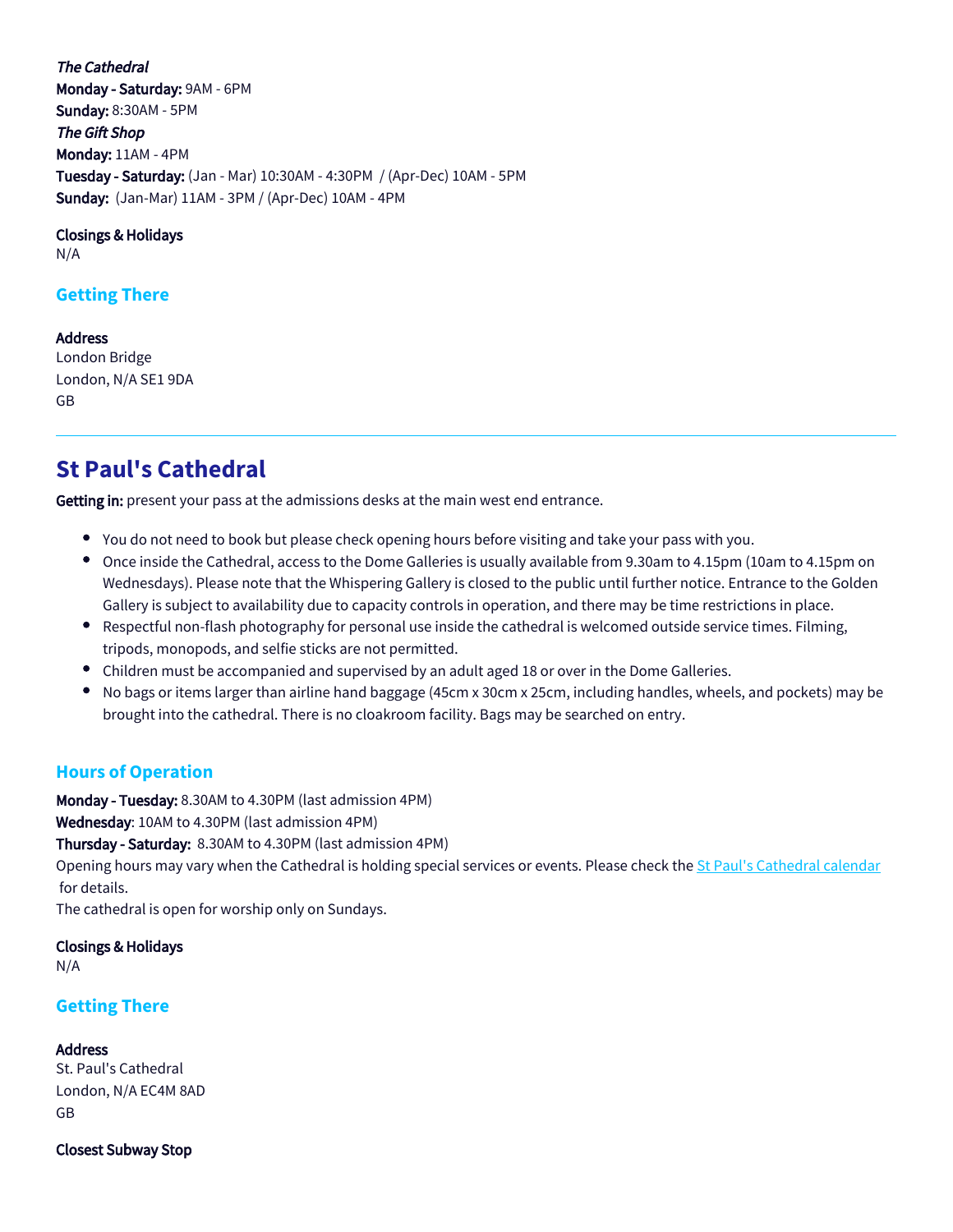*The Cathedral*
**Monday - Saturday:** 9AM - 6PM
**Sunday:** 8:30AM - 5PM
*The Gift Shop*
**Monday:** 11AM - 4PM
**Tuesday - Saturday:** (Jan - Mar) 10:30AM - 4:30PM / (Apr-Dec) 10AM - 5PM
**Sunday:** (Jan-Mar) 11AM - 3PM / (Apr-Dec) 10AM - 4PM

**Closings & Holidays**
N/A

### Getting There

**Address**
London Bridge
London, N/A SE1 9DA
GB

---

## St Paul's Cathedral

**Getting in:** present your pass at the admissions desks at the main west end entrance.

- You do not need to book but please check opening hours before visiting and take your pass with you.
- Once inside the Cathedral, access to the Dome Galleries is usually available from 9.30am to 4.15pm (10am to 4.15pm on Wednesdays). Please note that the Whispering Gallery is closed to the public until further notice. Entrance to the Golden Gallery is subject to availability due to capacity controls in operation, and there may be time restrictions in place.
- Respectful non-flash photography for personal use inside the cathedral is welcomed outside service times. Filming, tripods, monopods, and selfie sticks are not permitted.
- Children must be accompanied and supervised by an adult aged 18 or over in the Dome Galleries.
- No bags or items larger than airline hand baggage (45cm x 30cm x 25cm, including handles, wheels, and pockets) may be brought into the cathedral. There is no cloakroom facility. Bags may be searched on entry.

### Hours of Operation

**Monday - Tuesday:** 8.30AM to 4.30PM (last admission 4PM)
**Wednesday**: 10AM to 4.30PM (last admission 4PM)
**Thursday - Saturday:** 8.30AM to 4.30PM (last admission 4PM)
Opening hours may vary when the Cathedral is holding special services or events. Please check the St Paul's Cathedral calendar for details.
The cathedral is open for worship only on Sundays.

**Closings & Holidays**
N/A

### Getting There

**Address**
St. Paul's Cathedral
London, N/A EC4M 8AD
GB

**Closest Subway Stop**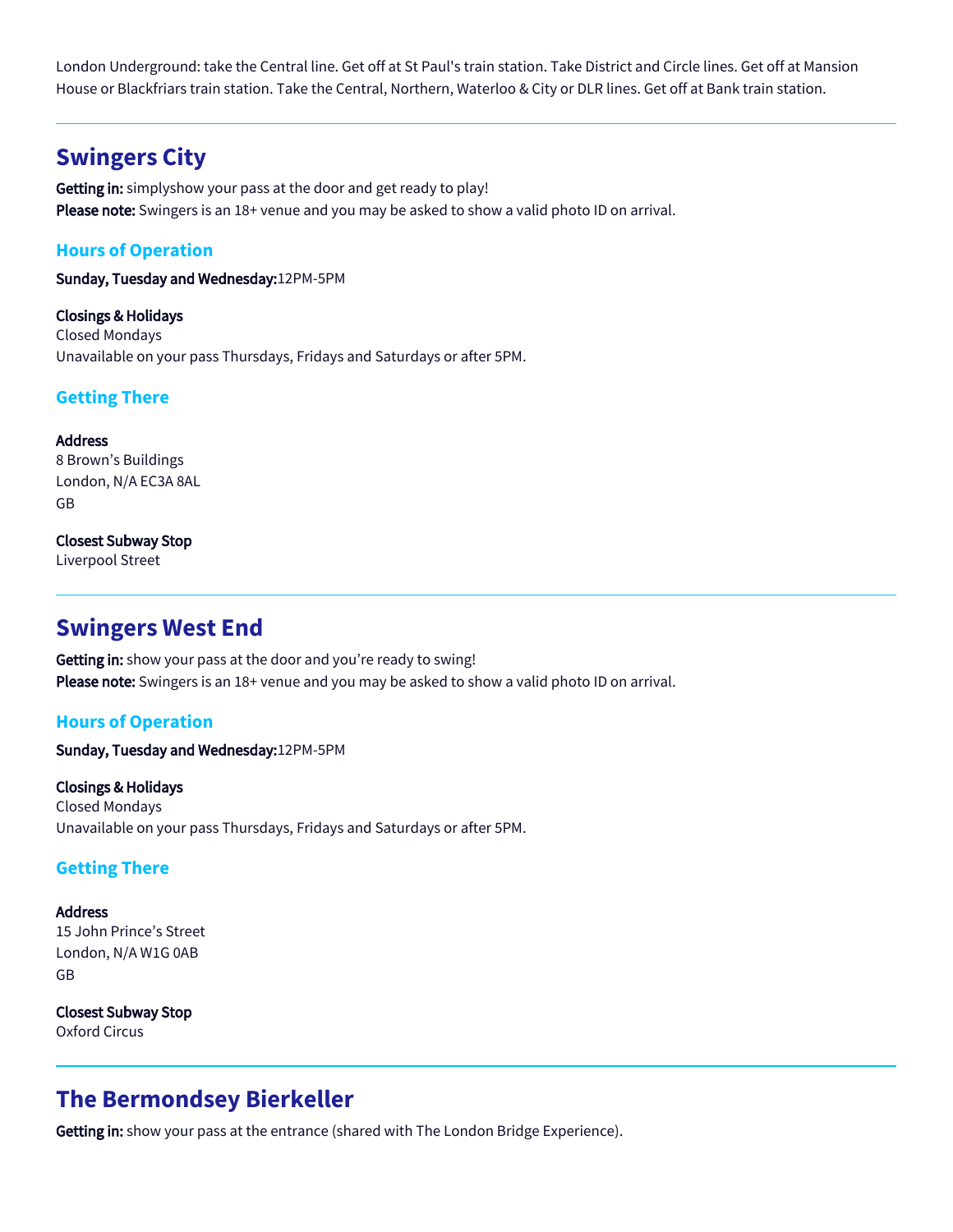London Underground: take the Central line. Get off at St Paul's train station. Take District and Circle lines. Get off at Mansion House or Blackfriars train station. Take the Central, Northern, Waterloo & City or DLR lines. Get off at Bank train station.

## Swingers City

**Getting in:** simplyshow your pass at the door and get ready to play!
**Please note:** Swingers is an 18+ venue and you may be asked to show a valid photo ID on arrival.

### Hours of Operation

**Sunday, Tuesday and Wednesday:**12PM-5PM

**Closings & Holidays**
Closed Mondays
Unavailable on your pass Thursdays, Fridays and Saturdays or after 5PM.

### Getting There

**Address**
8 Brown's Buildings
London, N/A EC3A 8AL
GB

**Closest Subway Stop**
Liverpool Street

## Swingers West End

**Getting in:** show your pass at the door and you're ready to swing!
**Please note:** Swingers is an 18+ venue and you may be asked to show a valid photo ID on arrival.

### Hours of Operation

**Sunday, Tuesday and Wednesday:**12PM-5PM

**Closings & Holidays**
Closed Mondays
Unavailable on your pass Thursdays, Fridays and Saturdays or after 5PM.

### Getting There

**Address**
15 John Prince's Street
London, N/A W1G 0AB
GB

**Closest Subway Stop**
Oxford Circus

## The Bermondsey Bierkeller

**Getting in:** show your pass at the entrance (shared with The London Bridge Experience).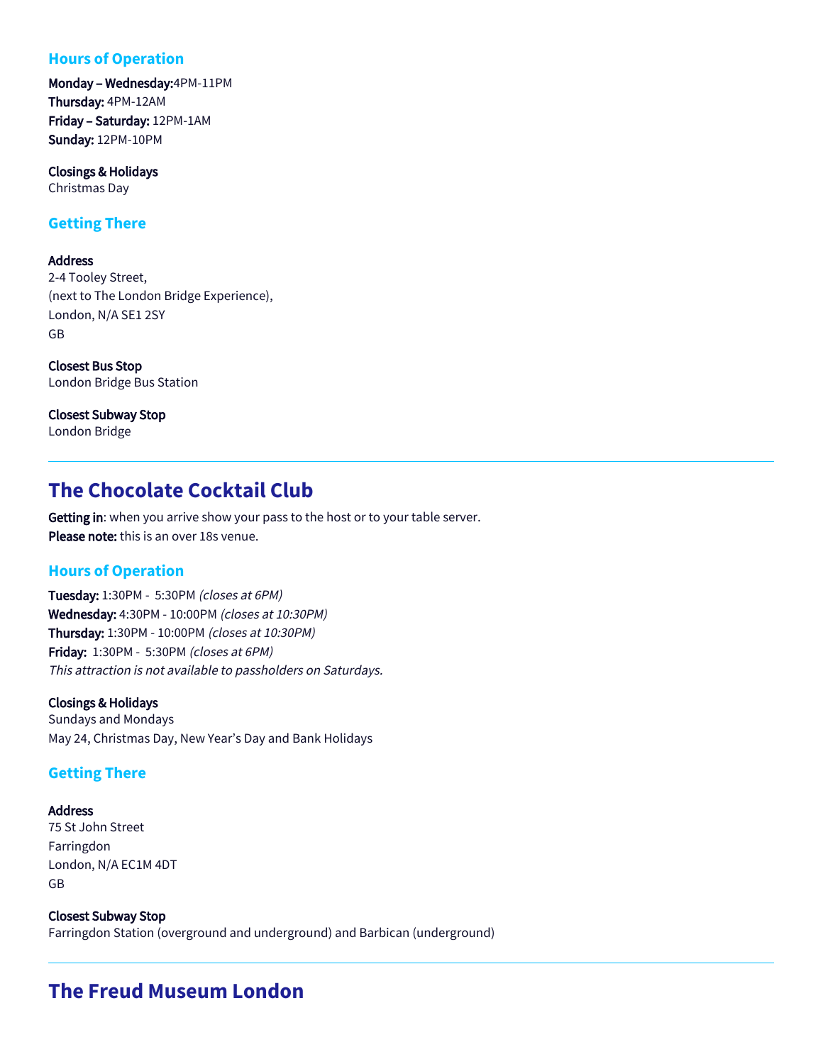### Hours of Operation

**Monday – Wednesday:** 4PM-11PM
**Thursday:** 4PM-12AM
**Friday – Saturday:** 12PM-1AM
**Sunday:** 12PM-10PM

**Closings & Holidays**
Christmas Day

### Getting There

**Address**
2-4 Tooley Street,
(next to The London Bridge Experience),
London, N/A SE1 2SY
GB

**Closest Bus Stop**
London Bridge Bus Station

**Closest Subway Stop**
London Bridge

---

## The Chocolate Cocktail Club

**Getting in**: when you arrive show your pass to the host or to your table server.
**Please note:** this is an over 18s venue.

### Hours of Operation

**Tuesday:** 1:30PM - 5:30PM *(closes at 6PM)*
**Wednesday:** 4:30PM - 10:00PM *(closes at 10:30PM)*
**Thursday:** 1:30PM - 10:00PM *(closes at 10:30PM)*
**Friday:** 1:30PM - 5:30PM *(closes at 6PM)*
*This attraction is not available to passholders on Saturdays.*

**Closings & Holidays**
Sundays and Mondays
May 24, Christmas Day, New Year's Day and Bank Holidays

### Getting There

**Address**
75 St John Street
Farringdon
London, N/A EC1M 4DT
GB

**Closest Subway Stop**
Farringdon Station (overground and underground) and Barbican (underground)

---

## The Freud Museum London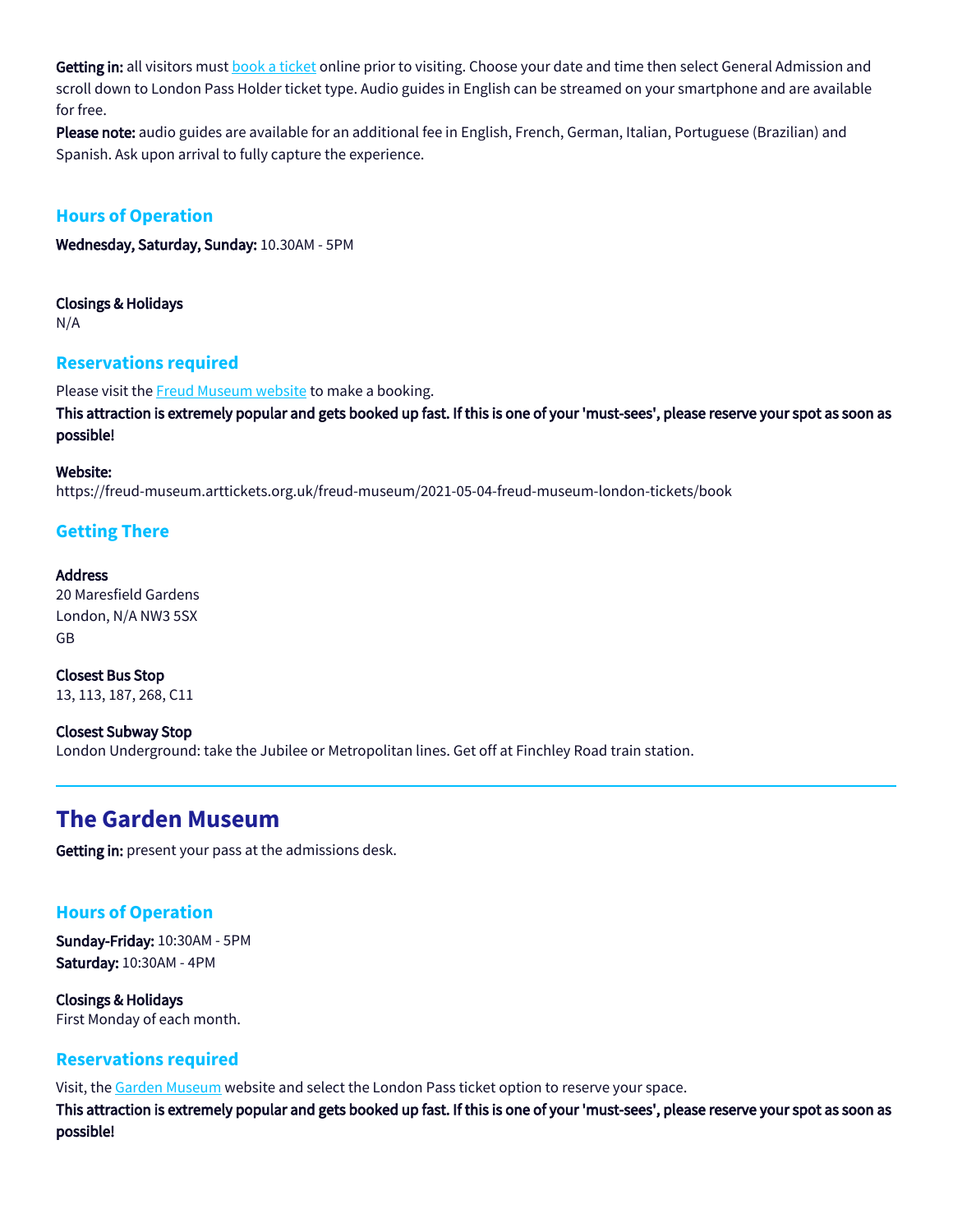**Getting in:** all visitors must book a ticket online prior to visiting. Choose your date and time then select General Admission and scroll down to London Pass Holder ticket type. Audio guides in English can be streamed on your smartphone and are available for free.

**Please note:** audio guides are available for an additional fee in English, French, German, Italian, Portuguese (Brazilian) and Spanish. Ask upon arrival to fully capture the experience.

### Hours of Operation

**Wednesday, Saturday, Sunday:** 10.30AM - 5PM

**Closings & Holidays**
N/A

### Reservations required

Please visit the Freud Museum website to make a booking.

**This attraction is extremely popular and gets booked up fast. If this is one of your 'must-sees', please reserve your spot as soon as possible!**

**Website:**
https://freud-museum.arttickets.org.uk/freud-museum/2021-05-04-freud-museum-london-tickets/book

### Getting There

**Address**
20 Maresfield Gardens
London, N/A NW3 5SX
GB

**Closest Bus Stop**
13, 113, 187, 268, C11

**Closest Subway Stop**
London Underground: take the Jubilee or Metropolitan lines. Get off at Finchley Road train station.

---

## The Garden Museum

**Getting in:** present your pass at the admissions desk.

### Hours of Operation

**Sunday-Friday:** 10:30AM - 5PM
**Saturday:** 10:30AM - 4PM

**Closings & Holidays**
First Monday of each month.

### Reservations required

Visit, the Garden Museum website and select the London Pass ticket option to reserve your space.

**This attraction is extremely popular and gets booked up fast. If this is one of your 'must-sees', please reserve your spot as soon as possible!**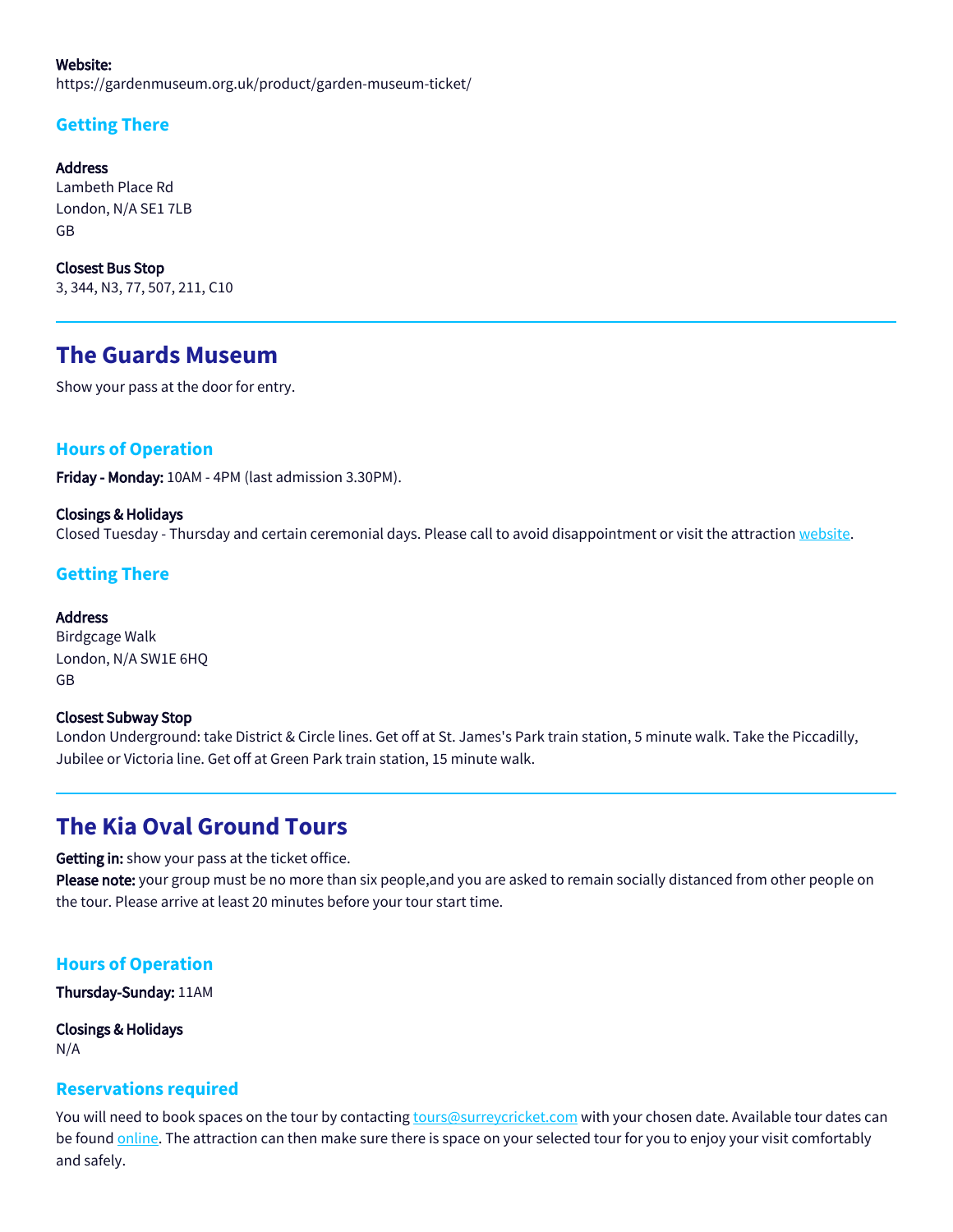**Website:**
https://gardenmuseum.org.uk/product/garden-museum-ticket/

### Getting There

**Address**
Lambeth Place Rd
London, N/A SE1 7LB
GB

**Closest Bus Stop**
3, 344, N3, 77, 507, 211, C10

## The Guards Museum

Show your pass at the door for entry.

### Hours of Operation

**Friday - Monday:** 10AM - 4PM (last admission 3.30PM).

**Closings & Holidays**
Closed Tuesday - Thursday and certain ceremonial days. Please call to avoid disappointment or visit the attraction website.

### Getting There

**Address**
Birdgcage Walk
London, N/A SW1E 6HQ
GB

**Closest Subway Stop**
London Underground: take District & Circle lines. Get off at St. James's Park train station, 5 minute walk. Take the Piccadilly, Jubilee or Victoria line. Get off at Green Park train station, 15 minute walk.

## The Kia Oval Ground Tours

**Getting in:** show your pass at the ticket office.
**Please note:** your group must be no more than six people,and you are asked to remain socially distanced from other people on the tour. Please arrive at least 20 minutes before your tour start time.

### Hours of Operation

**Thursday-Sunday:** 11AM

**Closings & Holidays**
N/A

### Reservations required

You will need to book spaces on the tour by contacting tours@surreycricket.com with your chosen date. Available tour dates can be found online. The attraction can then make sure there is space on your selected tour for you to enjoy your visit comfortably and safely.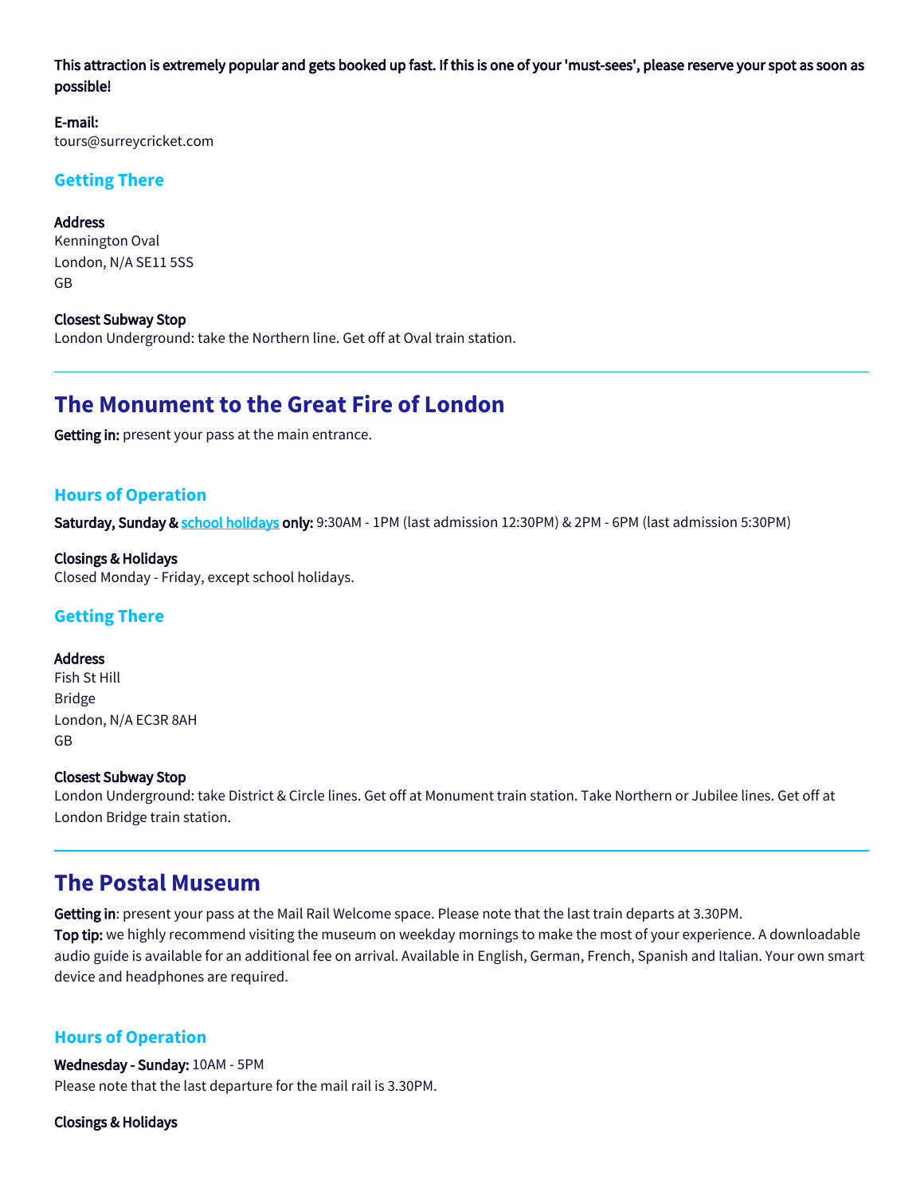**This attraction is extremely popular and gets booked up fast. If this is one of your 'must-sees', please reserve your spot as soon as possible!**

**E-mail:**
tours@surreycricket.com

### Getting There

**Address**
Kennington Oval
London, N/A SE11 5SS
GB

**Closest Subway Stop**
London Underground: take the Northern line. Get off at Oval train station.

---

## The Monument to the Great Fire of London

**Getting in:** present your pass at the main entrance.

### Hours of Operation

**Saturday, Sunday & school holidays only:** 9:30AM - 1PM (last admission 12:30PM) & 2PM - 6PM (last admission 5:30PM)

**Closings & Holidays**
Closed Monday - Friday, except school holidays.

### Getting There

**Address**
Fish St Hill
Bridge
London, N/A EC3R 8AH
GB

**Closest Subway Stop**
London Underground: take District & Circle lines. Get off at Monument train station. Take Northern or Jubilee lines. Get off at London Bridge train station.

---

## The Postal Museum

**Getting in**: present your pass at the Mail Rail Welcome space. Please note that the last train departs at 3.30PM.
**Top tip:** we highly recommend visiting the museum on weekday mornings to make the most of your experience. A downloadable audio guide is available for an additional fee on arrival. Available in English, German, French, Spanish and Italian. Your own smart device and headphones are required.

### Hours of Operation

**Wednesday - Sunday:** 10AM - 5PM
Please note that the last departure for the mail rail is 3.30PM.

**Closings & Holidays**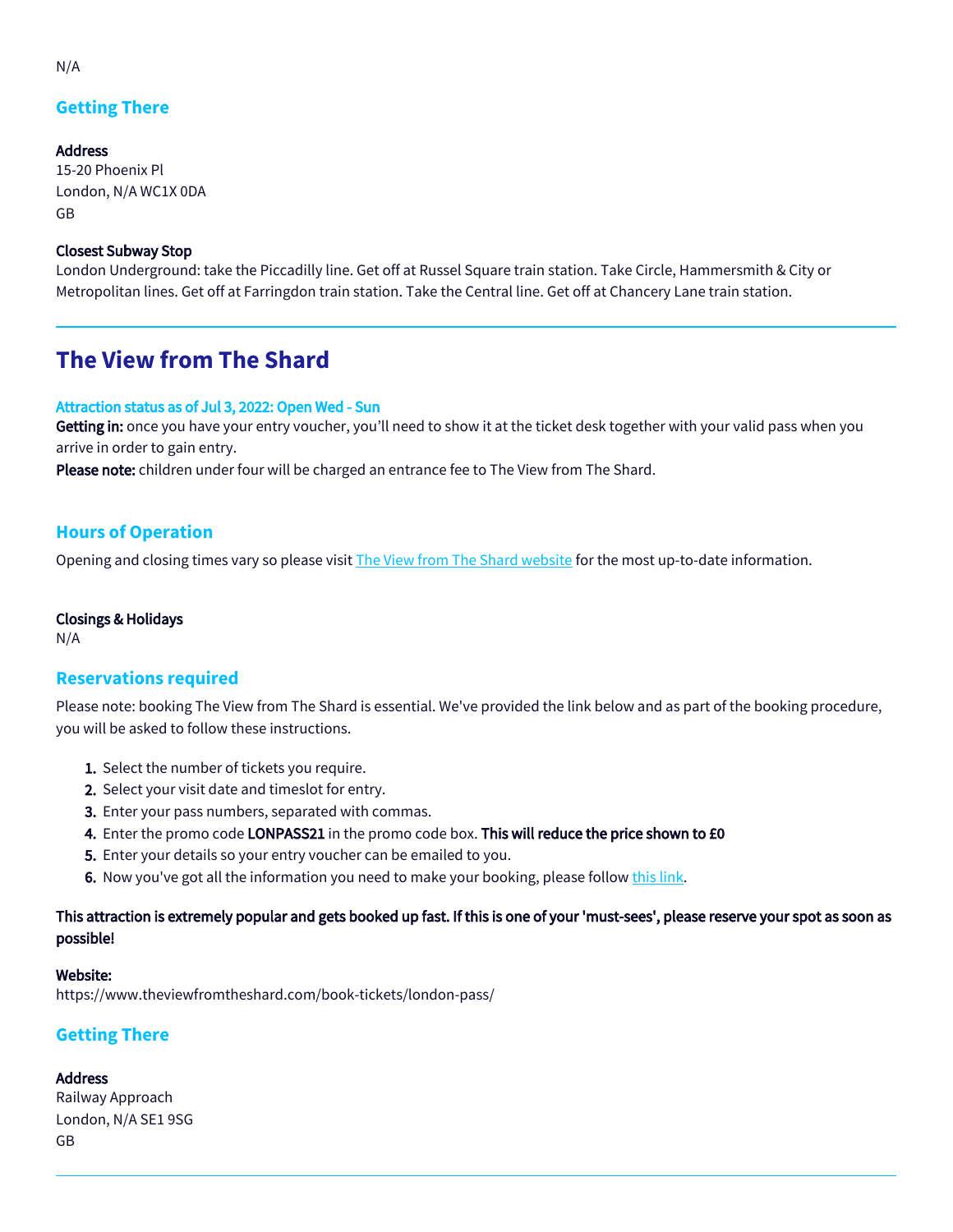N/A

### Getting There

**Address**
15-20 Phoenix Pl
London, N/A WC1X 0DA
GB

**Closest Subway Stop**
London Underground: take the Piccadilly line. Get off at Russel Square train station. Take Circle, Hammersmith & City or Metropolitan lines. Get off at Farringdon train station. Take the Central line. Get off at Chancery Lane train station.

---

## The View from The Shard

#### Attraction status as of Jul 3, 2022: Open Wed - Sun

**Getting in:** once you have your entry voucher, you'll need to show it at the ticket desk together with your valid pass when you arrive in order to gain entry.
**Please note:** children under four will be charged an entrance fee to The View from The Shard.

### Hours of Operation

Opening and closing times vary so please visit The View from The Shard website for the most up-to-date information.

**Closings & Holidays**
N/A

### Reservations required

Please note: booking The View from The Shard is essential. We've provided the link below and as part of the booking procedure, you will be asked to follow these instructions.

1. Select the number of tickets you require.
2. Select your visit date and timeslot for entry.
3. Enter your pass numbers, separated with commas.
4. Enter the promo code **LONPASS21** in the promo code box. **This will reduce the price shown to £0**
5. Enter your details so your entry voucher can be emailed to you.
6. Now you've got all the information you need to make your booking, please follow this link.

**This attraction is extremely popular and gets booked up fast. If this is one of your 'must-sees', please reserve your spot as soon as possible!**

**Website:**
https://www.theviewfromtheshard.com/book-tickets/london-pass/

### Getting There

**Address**
Railway Approach
London, N/A SE1 9SG
GB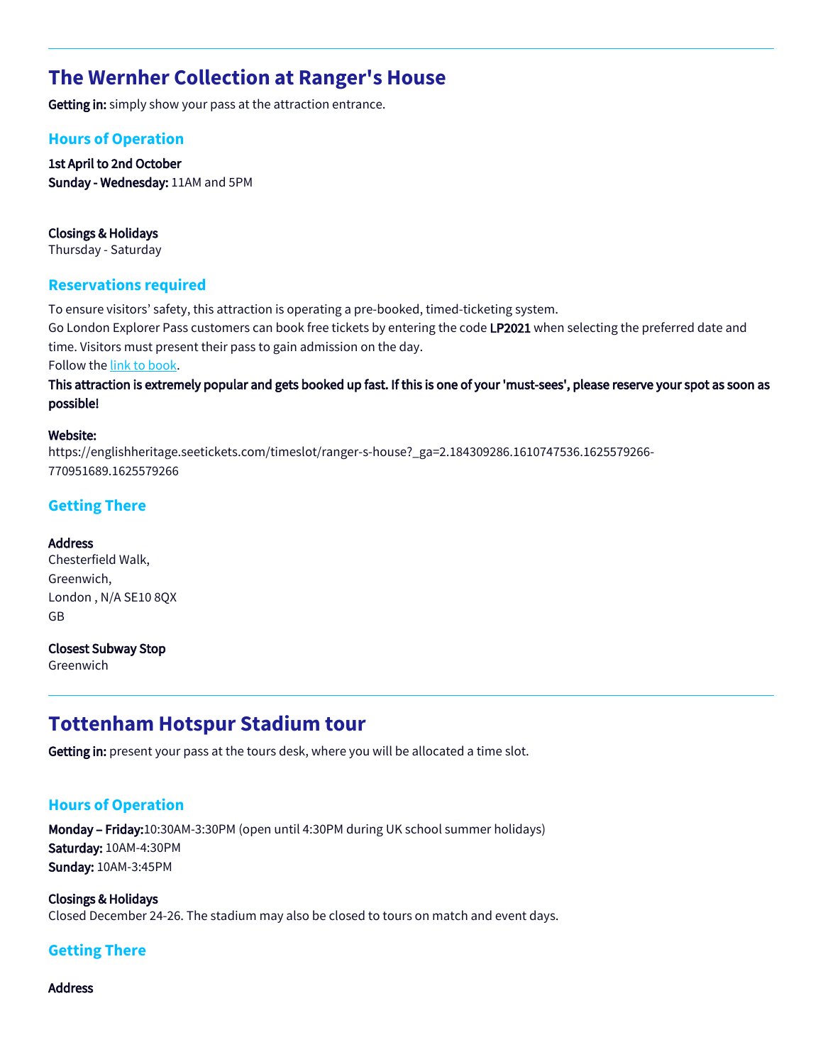## The Wernher Collection at Ranger's House

**Getting in:** simply show your pass at the attraction entrance.

### Hours of Operation

**1st April to 2nd October**
**Sunday - Wednesday:** 11AM and 5PM

**Closings & Holidays**
Thursday - Saturday

### Reservations required

To ensure visitors' safety, this attraction is operating a pre-booked, timed-ticketing system.
Go London Explorer Pass customers can book free tickets by entering the code **LP2021** when selecting the preferred date and time. Visitors must present their pass to gain admission on the day.
Follow the link to book.

**This attraction is extremely popular and gets booked up fast. If this is one of your 'must-sees', please reserve your spot as soon as possible!**

**Website:**
https://englishheritage.seetickets.com/timeslot/ranger-s-house?_ga=2.184309286.1610747536.1625579266-770951689.1625579266

### Getting There

**Address**
Chesterfield Walk,
Greenwich,
London , N/A SE10 8QX
GB

**Closest Subway Stop**
Greenwich

## Tottenham Hotspur Stadium tour

**Getting in:** present your pass at the tours desk, where you will be allocated a time slot.

### Hours of Operation

**Monday – Friday:** 10:30AM-3:30PM (open until 4:30PM during UK school summer holidays)
**Saturday:** 10AM-4:30PM
**Sunday:** 10AM-3:45PM

**Closings & Holidays**
Closed December 24-26. The stadium may also be closed to tours on match and event days.

### Getting There

**Address**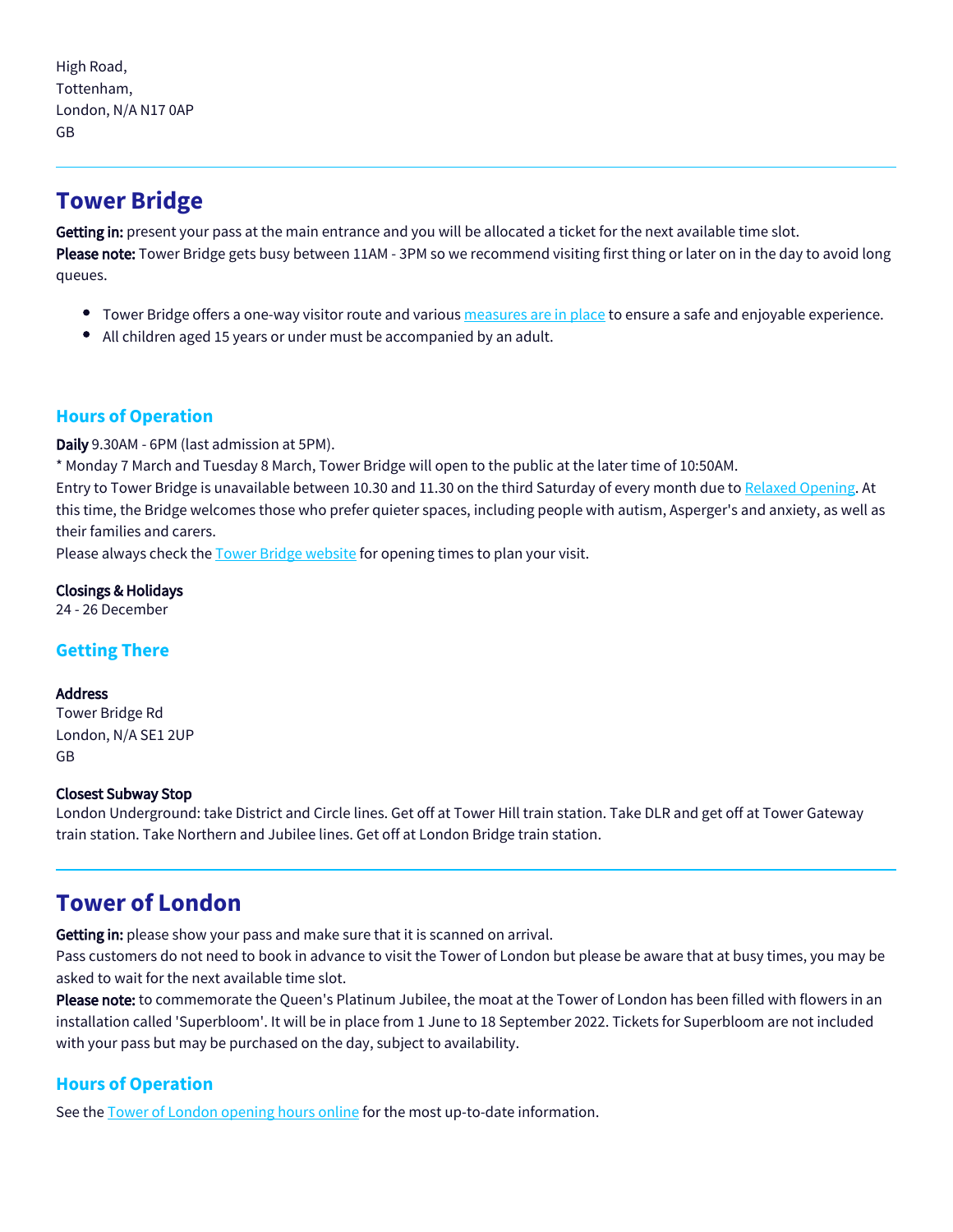High Road,
Tottenham,
London, N/A N17 0AP
GB

---

## Tower Bridge

**Getting in:** present your pass at the main entrance and you will be allocated a ticket for the next available time slot.
**Please note:** Tower Bridge gets busy between 11AM - 3PM so we recommend visiting first thing or later on in the day to avoid long queues.

- Tower Bridge offers a one-way visitor route and various measures are in place to ensure a safe and enjoyable experience.
- All children aged 15 years or under must be accompanied by an adult.

### Hours of Operation

**Daily** 9.30AM - 6PM (last admission at 5PM).
* Monday 7 March and Tuesday 8 March, Tower Bridge will open to the public at the later time of 10:50AM.
Entry to Tower Bridge is unavailable between 10.30 and 11.30 on the third Saturday of every month due to Relaxed Opening. At this time, the Bridge welcomes those who prefer quieter spaces, including people with autism, Asperger's and anxiety, as well as their families and carers.
Please always check the Tower Bridge website for opening times to plan your visit.

**Closings & Holidays**
24 - 26 December

### Getting There

**Address**
Tower Bridge Rd
London, N/A SE1 2UP
GB

**Closest Subway Stop**
London Underground: take District and Circle lines. Get off at Tower Hill train station. Take DLR and get off at Tower Gateway train station. Take Northern and Jubilee lines. Get off at London Bridge train station.

---

## Tower of London

**Getting in:** please show your pass and make sure that it is scanned on arrival.
Pass customers do not need to book in advance to visit the Tower of London but please be aware that at busy times, you may be asked to wait for the next available time slot.
**Please note:** to commemorate the Queen's Platinum Jubilee, the moat at the Tower of London has been filled with flowers in an installation called 'Superbloom'. It will be in place from 1 June to 18 September 2022. Tickets for Superbloom are not included with your pass but may be purchased on the day, subject to availability.

### Hours of Operation

See the Tower of London opening hours online for the most up-to-date information.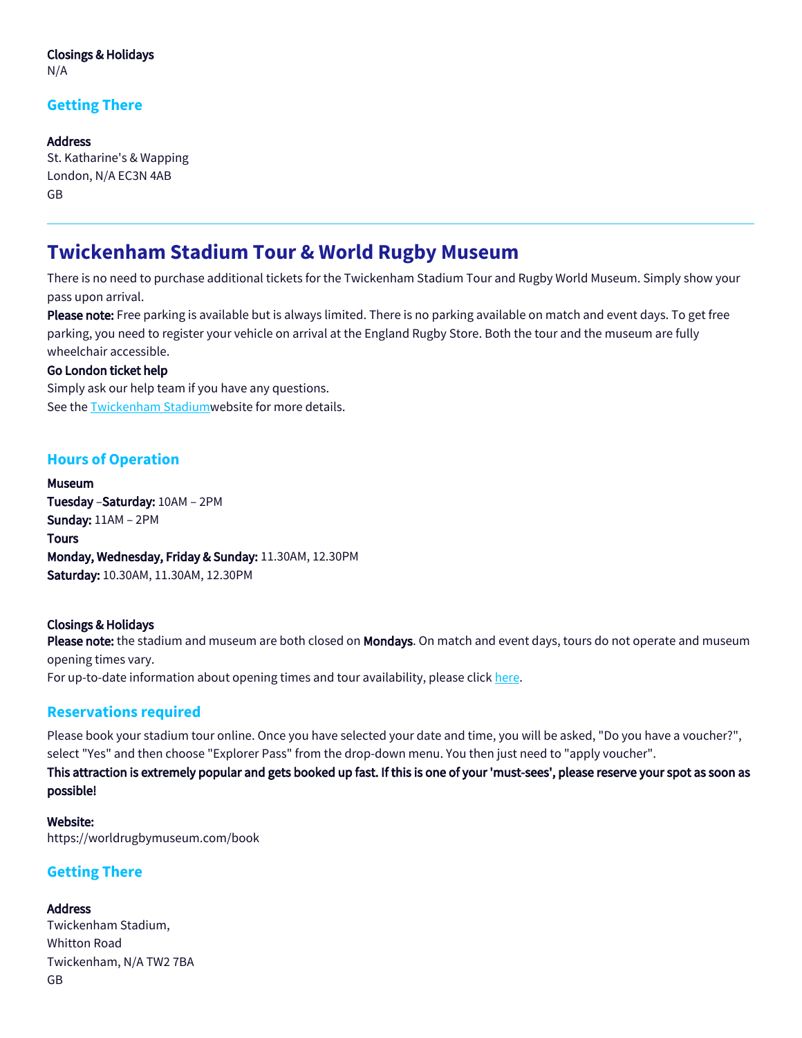**Closings & Holidays**
N/A

### Getting There

**Address**
St. Katharine's & Wapping
London, N/A EC3N 4AB
GB

---

## Twickenham Stadium Tour & World Rugby Museum

There is no need to purchase additional tickets for the Twickenham Stadium Tour and Rugby World Museum. Simply show your pass upon arrival.
**Please note:** Free parking is available but is always limited. There is no parking available on match and event days. To get free parking, you need to register your vehicle on arrival at the England Rugby Store. Both the tour and the museum are fully wheelchair accessible.
**Go London ticket help**
Simply ask our help team if you have any questions.
See the Twickenham Stadiumwebsite for more details.

### Hours of Operation

**Museum**
**Tuesday** –**Saturday:** 10AM – 2PM
**Sunday:** 11AM – 2PM
**Tours**
**Monday, Wednesday, Friday & Sunday:** 11.30AM, 12.30PM
**Saturday:** 10.30AM, 11.30AM, 12.30PM

**Closings & Holidays**
**Please note:** the stadium and museum are both closed on **Mondays**. On match and event days, tours do not operate and museum opening times vary.
For up-to-date information about opening times and tour availability, please click here.

### Reservations required

Please book your stadium tour online. Once you have selected your date and time, you will be asked, "Do you have a voucher?", select "Yes" and then choose "Explorer Pass" from the drop-down menu. You then just need to "apply voucher".
**This attraction is extremely popular and gets booked up fast. If this is one of your 'must-sees', please reserve your spot as soon as possible!**

**Website:**
https://worldrugbymuseum.com/book

### Getting There

**Address**
Twickenham Stadium,
Whitton Road
Twickenham, N/A TW2 7BA
GB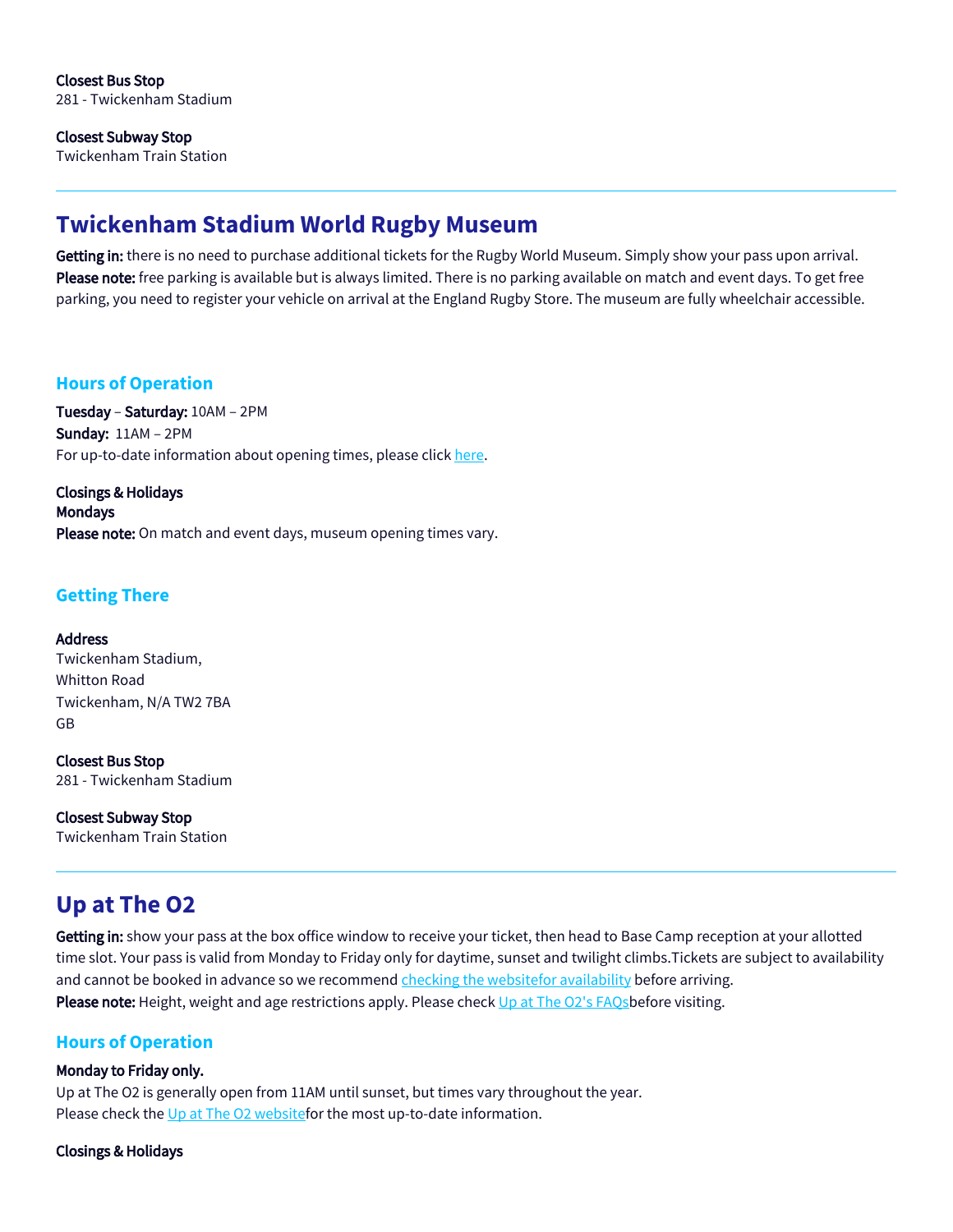**Closest Bus Stop**
281 - Twickenham Stadium

**Closest Subway Stop**
Twickenham Train Station

---

## Twickenham Stadium World Rugby Museum

**Getting in:** there is no need to purchase additional tickets for the Rugby World Museum. Simply show your pass upon arrival.
**Please note:** free parking is available but is always limited. There is no parking available on match and event days. To get free parking, you need to register your vehicle on arrival at the England Rugby Store. The museum are fully wheelchair accessible.

### Hours of Operation

**Tuesday** – **Saturday:** 10AM – 2PM
**Sunday:** 11AM – 2PM
For up-to-date information about opening times, please click here.

**Closings & Holidays**
**Mondays**
**Please note:** On match and event days, museum opening times vary.

### Getting There

**Address**
Twickenham Stadium,
Whitton Road
Twickenham, N/A TW2 7BA
GB

**Closest Bus Stop**
281 - Twickenham Stadium

**Closest Subway Stop**
Twickenham Train Station

---

## Up at The O2

**Getting in:** show your pass at the box office window to receive your ticket, then head to Base Camp reception at your allotted time slot. Your pass is valid from Monday to Friday only for daytime, sunset and twilight climbs.Tickets are subject to availability and cannot be booked in advance so we recommend checking the websitefor availability before arriving.
**Please note:** Height, weight and age restrictions apply. Please check Up at The O2's FAQsbefore visiting.

### Hours of Operation

**Monday to Friday only.**
Up at The O2 is generally open from 11AM until sunset, but times vary throughout the year.
Please check the Up at The O2 websitefor the most up-to-date information.

**Closings & Holidays**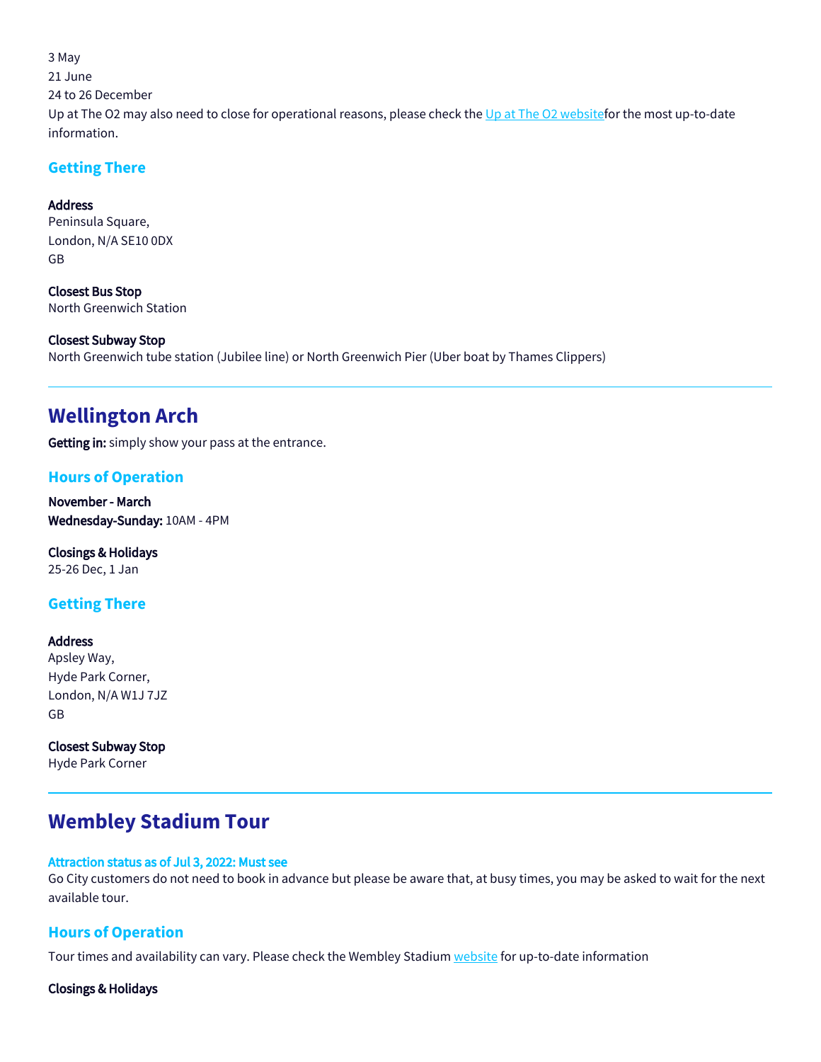3 May
21 June
24 to 26 December
Up at The O2 may also need to close for operational reasons, please check the [Up at The O2 website]for the most up-to-date information.

### Getting There

**Address**
Peninsula Square,
London, N/A SE10 0DX
GB

**Closest Bus Stop**
North Greenwich Station

**Closest Subway Stop**
North Greenwich tube station (Jubilee line) or North Greenwich Pier (Uber boat by Thames Clippers)

---

## Wellington Arch

**Getting in:** simply show your pass at the entrance.

### Hours of Operation

**November - March**
**Wednesday-Sunday:** 10AM - 4PM

**Closings & Holidays**
25-26 Dec, 1 Jan

### Getting There

**Address**
Apsley Way,
Hyde Park Corner,
London, N/A W1J 7JZ
GB

**Closest Subway Stop**
Hyde Park Corner

---

## Wembley Stadium Tour

#### Attraction status as of Jul 3, 2022: Must see

Go City customers do not need to book in advance but please be aware that, at busy times, you may be asked to wait for the next available tour.

### Hours of Operation

Tour times and availability can vary. Please check the Wembley Stadium website for up-to-date information

**Closings & Holidays**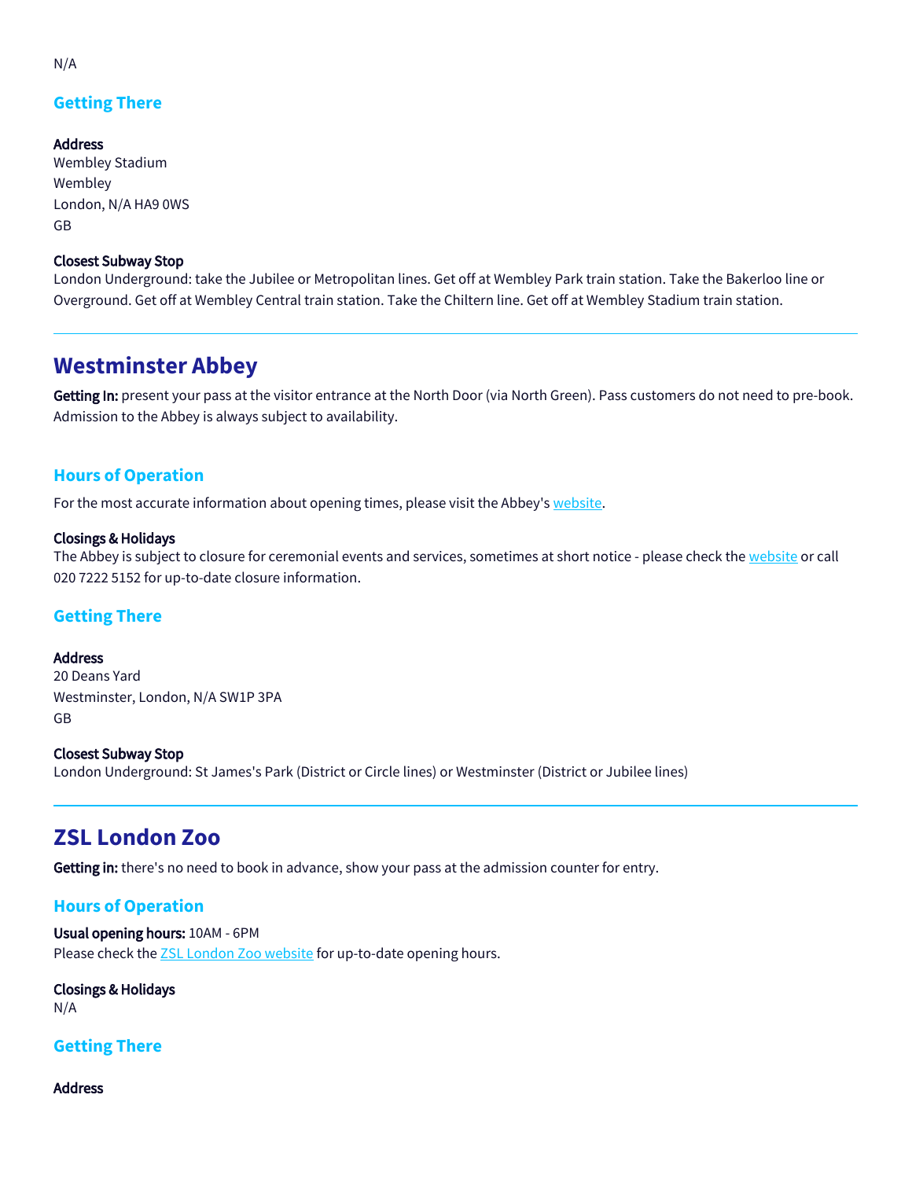N/A

### Getting There

**Address**
Wembley Stadium
Wembley
London, N/A HA9 0WS
GB

**Closest Subway Stop**
London Underground: take the Jubilee or Metropolitan lines. Get off at Wembley Park train station. Take the Bakerloo line or Overground. Get off at Wembley Central train station. Take the Chiltern line. Get off at Wembley Stadium train station.

---

## Westminster Abbey

**Getting In:** present your pass at the visitor entrance at the North Door (via North Green). Pass customers do not need to pre-book. Admission to the Abbey is always subject to availability.

### Hours of Operation

For the most accurate information about opening times, please visit the Abbey's website.

**Closings & Holidays**
The Abbey is subject to closure for ceremonial events and services, sometimes at short notice - please check the website or call 020 7222 5152 for up-to-date closure information.

### Getting There

**Address**
20 Deans Yard
Westminster, London, N/A SW1P 3PA
GB

**Closest Subway Stop**
London Underground: St James's Park (District or Circle lines) or Westminster (District or Jubilee lines)

---

## ZSL London Zoo

**Getting in:** there's no need to book in advance, show your pass at the admission counter for entry.

### Hours of Operation

**Usual opening hours:** 10AM - 6PM
Please check the ZSL London Zoo website for up-to-date opening hours.

**Closings & Holidays**
N/A

### Getting There

**Address**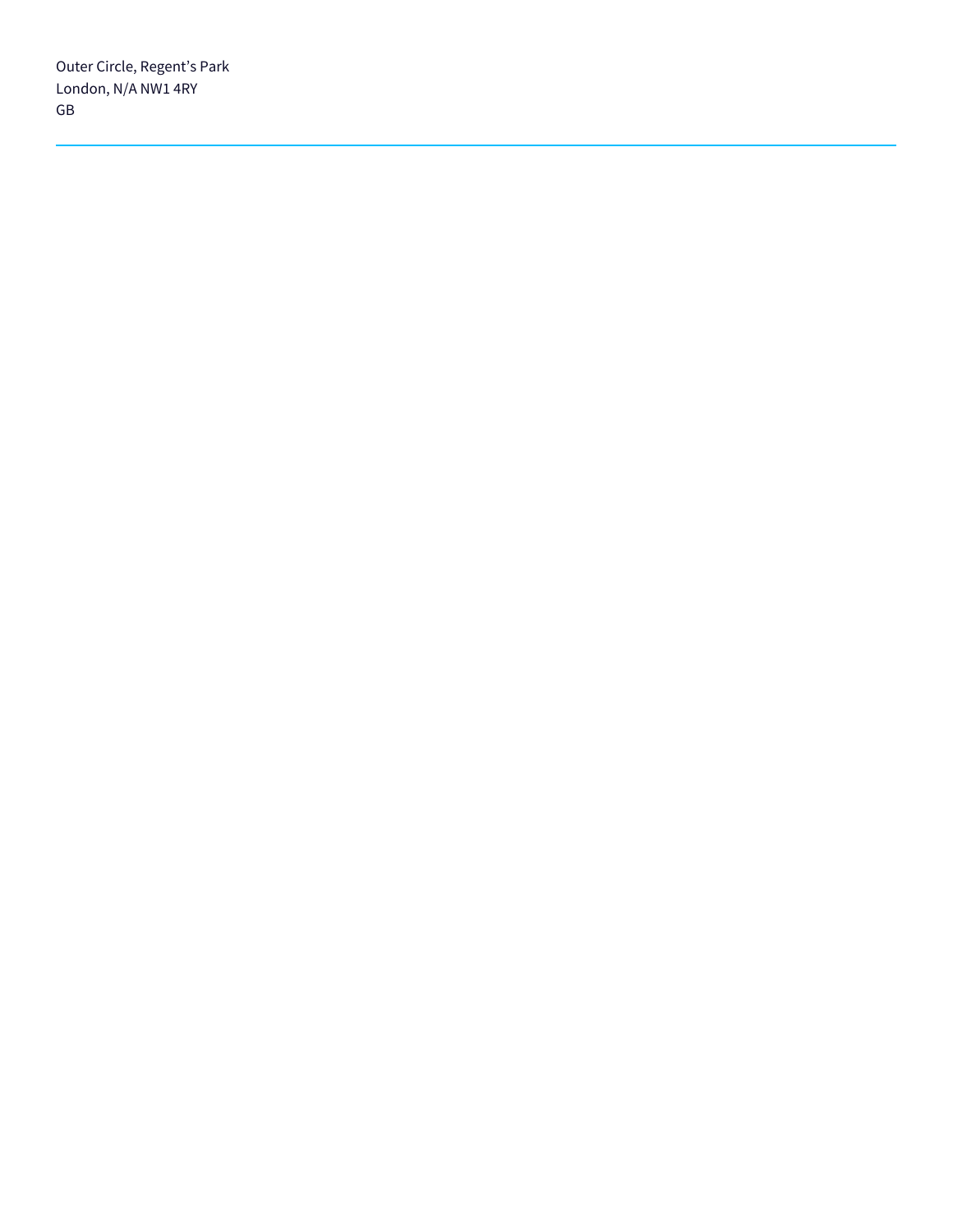Outer Circle, Regent’s Park
London, N/A NW1 4RY
GB